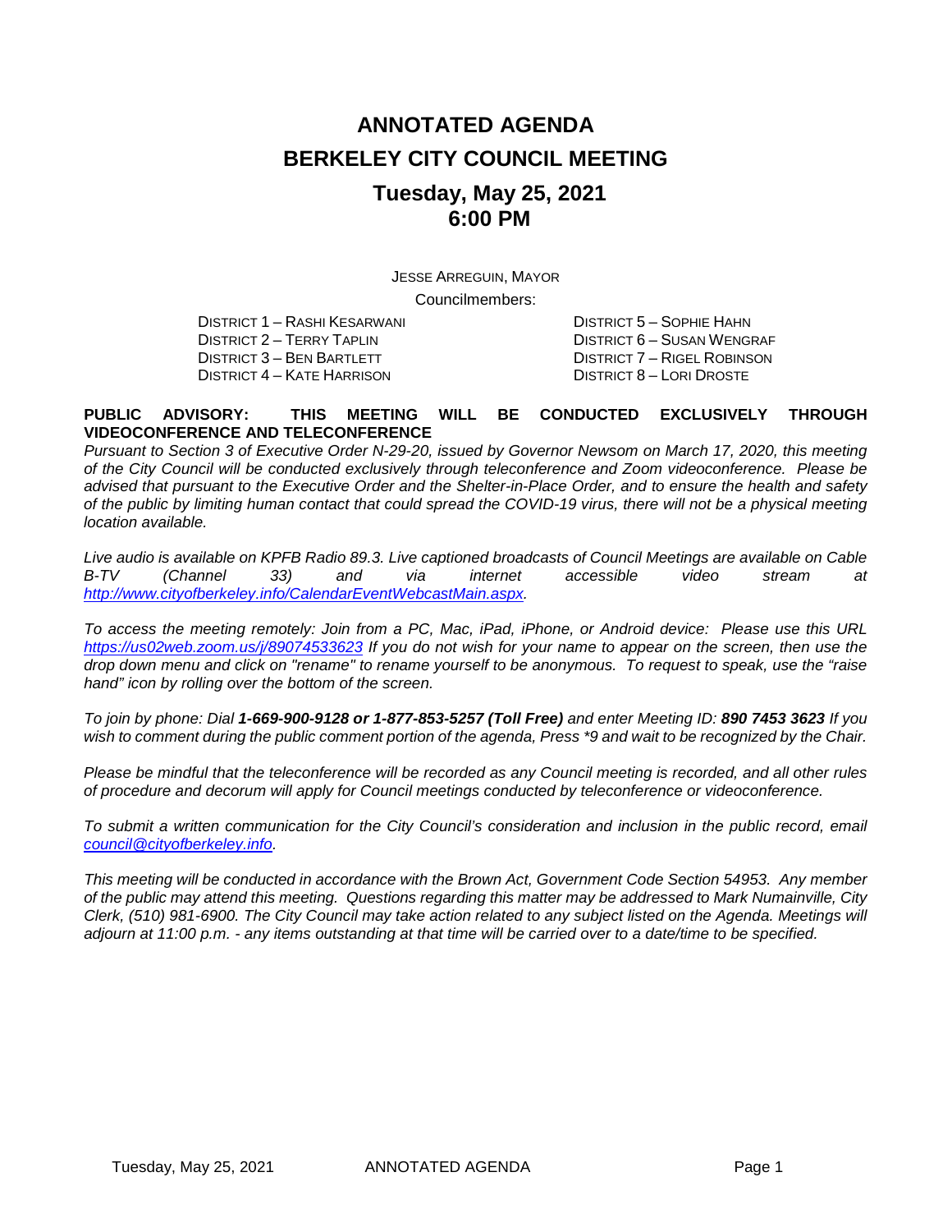# ANNOTATED AGENDA

# BERKELEY CITY COUNCIL MEETING

## Tuesday, May 25, 2021
## 6:00 PM

JESSE ARREGUIN, MAYOR

Councilmembers:

DISTRICT 1 – RASHI KESARWANI
DISTRICT 2 – TERRY TAPLIN
DISTRICT 3 – BEN BARTLETT
DISTRICT 4 – KATE HARRISON
DISTRICT 5 – SOPHIE HAHN
DISTRICT 6 – SUSAN WENGRAF
DISTRICT 7 – RIGEL ROBINSON
DISTRICT 8 – LORI DROSTE

**PUBLIC ADVISORY: THIS MEETING WILL BE CONDUCTED EXCLUSIVELY THROUGH VIDEOCONFERENCE AND TELECONFERENCE**

*Pursuant to Section 3 of Executive Order N-29-20, issued by Governor Newsom on March 17, 2020, this meeting of the City Council will be conducted exclusively through teleconference and Zoom videoconference. Please be advised that pursuant to the Executive Order and the Shelter-in-Place Order, and to ensure the health and safety of the public by limiting human contact that could spread the COVID-19 virus, there will not be a physical meeting location available.*

*Live audio is available on KPFB Radio 89.3. Live captioned broadcasts of Council Meetings are available on Cable B-TV (Channel 33) and via internet accessible video stream at http://www.cityofberkeley.info/CalendarEventWebcastMain.aspx.*

*To access the meeting remotely: Join from a PC, Mac, iPad, iPhone, or Android device: Please use this URL https://us02web.zoom.us/j/89074533623 If you do not wish for your name to appear on the screen, then use the drop down menu and click on "rename" to rename yourself to be anonymous. To request to speak, use the "raise hand" icon by rolling over the bottom of the screen.*

*To join by phone: Dial **1-669-900-9128 or 1-877-853-5257 (Toll Free)** and enter Meeting ID: **890 7453 3623** If you wish to comment during the public comment portion of the agenda, Press \*9 and wait to be recognized by the Chair.*

*Please be mindful that the teleconference will be recorded as any Council meeting is recorded, and all other rules of procedure and decorum will apply for Council meetings conducted by teleconference or videoconference.*

*To submit a written communication for the City Council's consideration and inclusion in the public record, email council@cityofberkeley.info.*

*This meeting will be conducted in accordance with the Brown Act, Government Code Section 54953. Any member of the public may attend this meeting. Questions regarding this matter may be addressed to Mark Numainville, City Clerk, (510) 981-6900. The City Council may take action related to any subject listed on the Agenda. Meetings will adjourn at 11:00 p.m. - any items outstanding at that time will be carried over to a date/time to be specified.*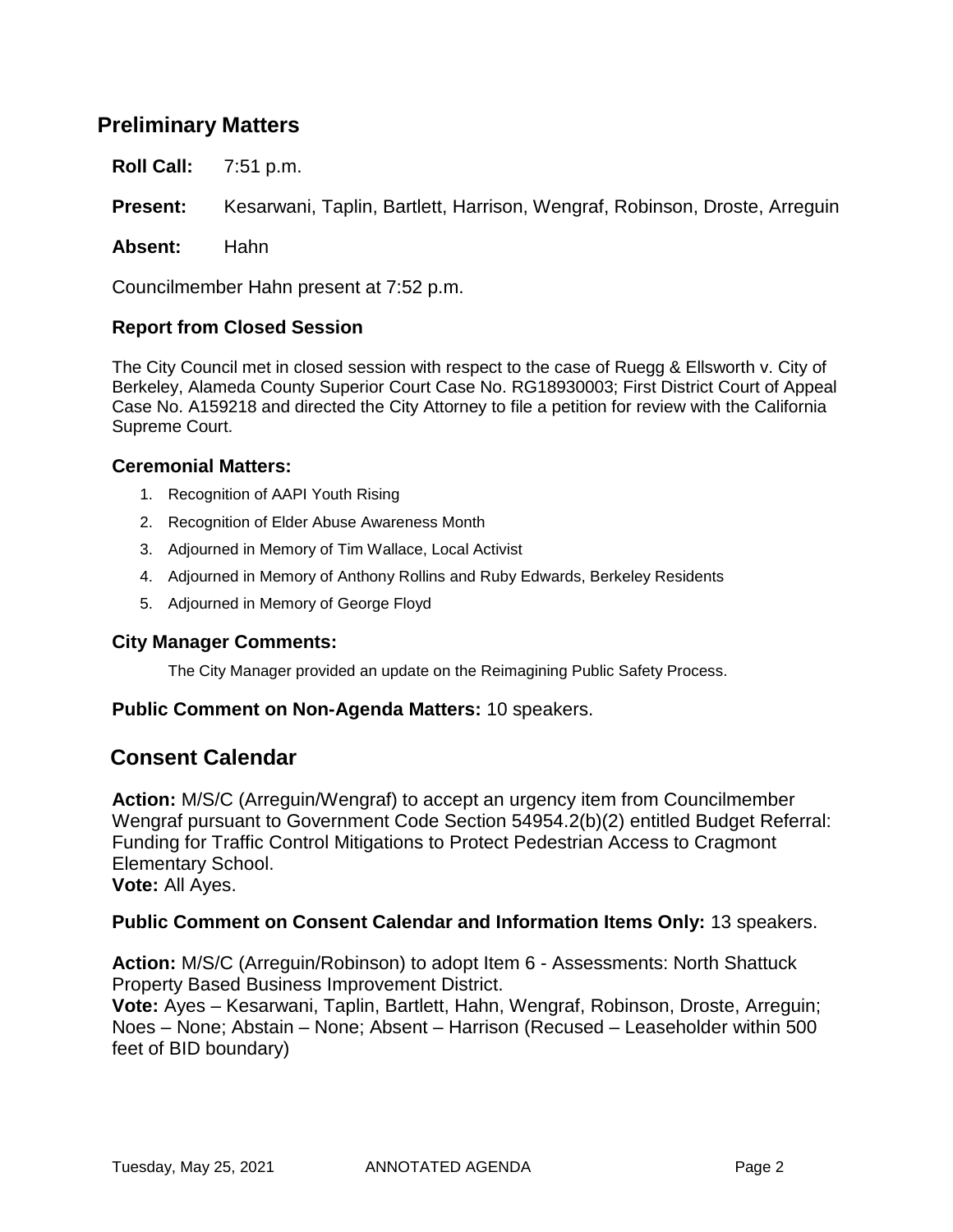## Preliminary Matters

**Roll Call:** 7:51 p.m.

**Present:** Kesarwani, Taplin, Bartlett, Harrison, Wengraf, Robinson, Droste, Arreguin

**Absent:** Hahn

Councilmember Hahn present at 7:52 p.m.

### Report from Closed Session

The City Council met in closed session with respect to the case of Ruegg & Ellsworth v. City of Berkeley, Alameda County Superior Court Case No. RG18930003; First District Court of Appeal Case No. A159218 and directed the City Attorney to file a petition for review with the California Supreme Court.

### Ceremonial Matters:

1. Recognition of AAPI Youth Rising
2. Recognition of Elder Abuse Awareness Month
3. Adjourned in Memory of Tim Wallace, Local Activist
4. Adjourned in Memory of Anthony Rollins and Ruby Edwards, Berkeley Residents
5. Adjourned in Memory of George Floyd

### City Manager Comments:

The City Manager provided an update on the Reimagining Public Safety Process.

**Public Comment on Non-Agenda Matters:** 10 speakers.

## Consent Calendar

**Action:** M/S/C (Arreguin/Wengraf) to accept an urgency item from Councilmember Wengraf pursuant to Government Code Section 54954.2(b)(2) entitled Budget Referral: Funding for Traffic Control Mitigations to Protect Pedestrian Access to Cragmont Elementary School.
**Vote:** All Ayes.

**Public Comment on Consent Calendar and Information Items Only:** 13 speakers.

**Action:** M/S/C (Arreguin/Robinson) to adopt Item 6 - Assessments: North Shattuck Property Based Business Improvement District.
**Vote:** Ayes – Kesarwani, Taplin, Bartlett, Hahn, Wengraf, Robinson, Droste, Arreguin; Noes – None; Abstain – None; Absent – Harrison (Recused – Leaseholder within 500 feet of BID boundary)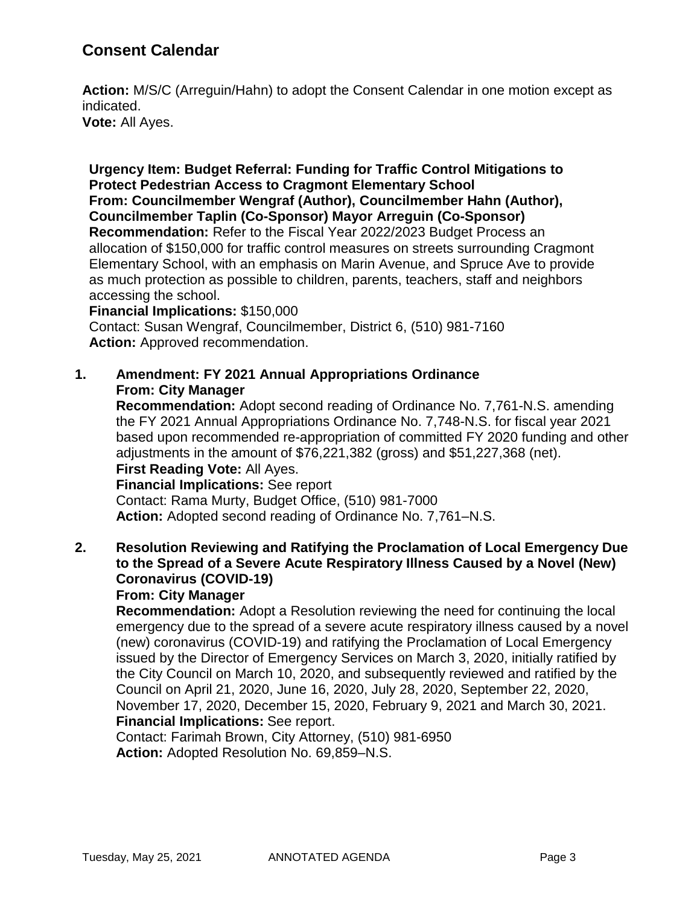## Consent Calendar

**Action:** M/S/C (Arreguin/Hahn) to adopt the Consent Calendar in one motion except as indicated.
**Vote:** All Ayes.

**Urgency Item: Budget Referral: Funding for Traffic Control Mitigations to Protect Pedestrian Access to Cragmont Elementary School**
**From: Councilmember Wengraf (Author), Councilmember Hahn (Author), Councilmember Taplin (Co-Sponsor) Mayor Arreguin (Co-Sponsor)**
**Recommendation:** Refer to the Fiscal Year 2022/2023 Budget Process an allocation of $150,000 for traffic control measures on streets surrounding Cragmont Elementary School, with an emphasis on Marin Avenue, and Spruce Ave to provide as much protection as possible to children, parents, teachers, staff and neighbors accessing the school.
**Financial Implications:** $150,000
Contact: Susan Wengraf, Councilmember, District 6, (510) 981-7160
**Action:** Approved recommendation.

1. **Amendment: FY 2021 Annual Appropriations Ordinance**
   **From: City Manager**
   **Recommendation:** Adopt second reading of Ordinance No. 7,761-N.S. amending the FY 2021 Annual Appropriations Ordinance No. 7,748-N.S. for fiscal year 2021 based upon recommended re-appropriation of committed FY 2020 funding and other adjustments in the amount of $76,221,382 (gross) and $51,227,368 (net).
   **First Reading Vote:** All Ayes.
   **Financial Implications:** See report
   Contact: Rama Murty, Budget Office, (510) 981-7000
   **Action:** Adopted second reading of Ordinance No. 7,761–N.S.

2. **Resolution Reviewing and Ratifying the Proclamation of Local Emergency Due to the Spread of a Severe Acute Respiratory Illness Caused by a Novel (New) Coronavirus (COVID-19)**
   **From: City Manager**
   **Recommendation:** Adopt a Resolution reviewing the need for continuing the local emergency due to the spread of a severe acute respiratory illness caused by a novel (new) coronavirus (COVID-19) and ratifying the Proclamation of Local Emergency issued by the Director of Emergency Services on March 3, 2020, initially ratified by the City Council on March 10, 2020, and subsequently reviewed and ratified by the Council on April 21, 2020, June 16, 2020, July 28, 2020, September 22, 2020, November 17, 2020, December 15, 2020, February 9, 2021 and March 30, 2021.
   **Financial Implications:** See report.
   Contact: Farimah Brown, City Attorney, (510) 981-6950
   **Action:** Adopted Resolution No. 69,859–N.S.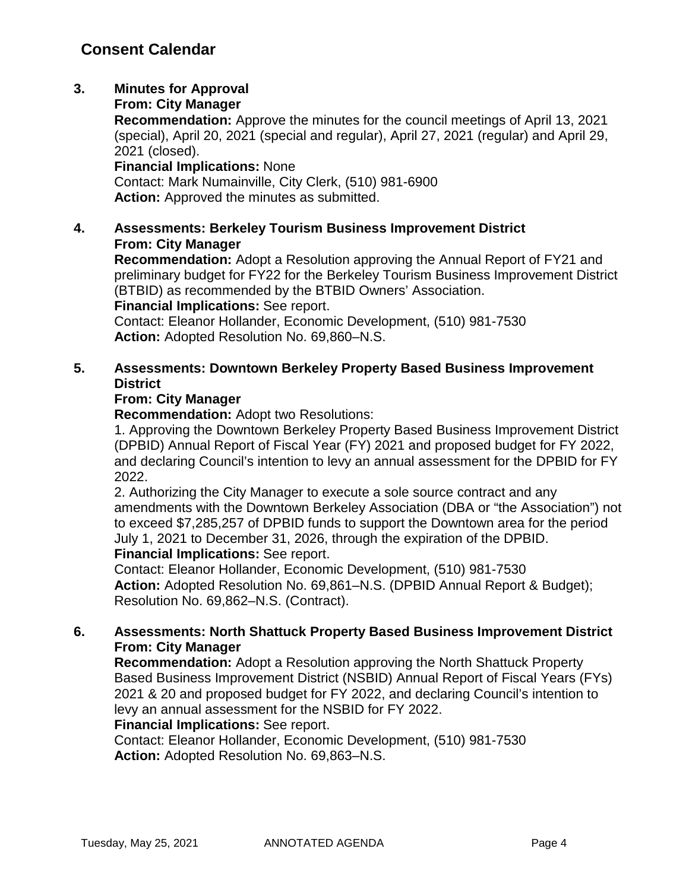## Consent Calendar

**3. Minutes for Approval**
**From: City Manager**
**Recommendation:** Approve the minutes for the council meetings of April 13, 2021 (special), April 20, 2021 (special and regular), April 27, 2021 (regular) and April 29, 2021 (closed).
**Financial Implications:** None
Contact: Mark Numainville, City Clerk, (510) 981-6900
**Action:** Approved the minutes as submitted.

**4. Assessments: Berkeley Tourism Business Improvement District**
**From: City Manager**
**Recommendation:** Adopt a Resolution approving the Annual Report of FY21 and preliminary budget for FY22 for the Berkeley Tourism Business Improvement District (BTBID) as recommended by the BTBID Owners' Association.
**Financial Implications:** See report.
Contact: Eleanor Hollander, Economic Development, (510) 981-7530
**Action:** Adopted Resolution No. 69,860–N.S.

**5. Assessments: Downtown Berkeley Property Based Business Improvement District**
**From: City Manager**
**Recommendation:** Adopt two Resolutions:
1. Approving the Downtown Berkeley Property Based Business Improvement District (DPBID) Annual Report of Fiscal Year (FY) 2021 and proposed budget for FY 2022, and declaring Council's intention to levy an annual assessment for the DPBID for FY 2022.
2. Authorizing the City Manager to execute a sole source contract and any amendments with the Downtown Berkeley Association (DBA or "the Association") not to exceed $7,285,257 of DPBID funds to support the Downtown area for the period July 1, 2021 to December 31, 2026, through the expiration of the DPBID.

**Financial Implications:** See report.
Contact: Eleanor Hollander, Economic Development, (510) 981-7530
**Action:** Adopted Resolution No. 69,861–N.S. (DPBID Annual Report & Budget); Resolution No. 69,862–N.S. (Contract).

**6. Assessments: North Shattuck Property Based Business Improvement District**
**From: City Manager**
**Recommendation:** Adopt a Resolution approving the North Shattuck Property Based Business Improvement District (NSBID) Annual Report of Fiscal Years (FYs) 2021 & 20 and proposed budget for FY 2022, and declaring Council's intention to levy an annual assessment for the NSBID for FY 2022.
**Financial Implications:** See report.
Contact: Eleanor Hollander, Economic Development, (510) 981-7530
**Action:** Adopted Resolution No. 69,863–N.S.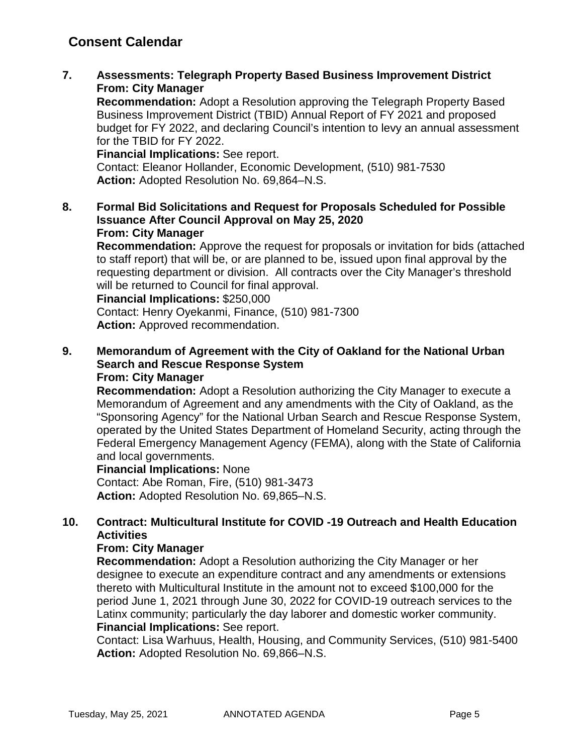## Consent Calendar

**7. Assessments: Telegraph Property Based Business Improvement District**
**From: City Manager**
**Recommendation:** Adopt a Resolution approving the Telegraph Property Based Business Improvement District (TBID) Annual Report of FY 2021 and proposed budget for FY 2022, and declaring Council's intention to levy an annual assessment for the TBID for FY 2022.
**Financial Implications:** See report.
Contact: Eleanor Hollander, Economic Development, (510) 981-7530
**Action:** Adopted Resolution No. 69,864–N.S.

**8. Formal Bid Solicitations and Request for Proposals Scheduled for Possible Issuance After Council Approval on May 25, 2020**
**From: City Manager**
**Recommendation:** Approve the request for proposals or invitation for bids (attached to staff report) that will be, or are planned to be, issued upon final approval by the requesting department or division. All contracts over the City Manager's threshold will be returned to Council for final approval.
**Financial Implications:** $250,000
Contact: Henry Oyekanmi, Finance, (510) 981-7300
**Action:** Approved recommendation.

**9. Memorandum of Agreement with the City of Oakland for the National Urban Search and Rescue Response System**
**From: City Manager**
**Recommendation:** Adopt a Resolution authorizing the City Manager to execute a Memorandum of Agreement and any amendments with the City of Oakland, as the "Sponsoring Agency" for the National Urban Search and Rescue Response System, operated by the United States Department of Homeland Security, acting through the Federal Emergency Management Agency (FEMA), along with the State of California and local governments.
**Financial Implications:** None
Contact: Abe Roman, Fire, (510) 981-3473
**Action:** Adopted Resolution No. 69,865–N.S.

**10. Contract: Multicultural Institute for COVID -19 Outreach and Health Education Activities**
**From: City Manager**
**Recommendation:** Adopt a Resolution authorizing the City Manager or her designee to execute an expenditure contract and any amendments or extensions thereto with Multicultural Institute in the amount not to exceed $100,000 for the period June 1, 2021 through June 30, 2022 for COVID-19 outreach services to the Latinx community; particularly the day laborer and domestic worker community.
**Financial Implications:** See report.
Contact: Lisa Warhuus, Health, Housing, and Community Services, (510) 981-5400
**Action:** Adopted Resolution No. 69,866–N.S.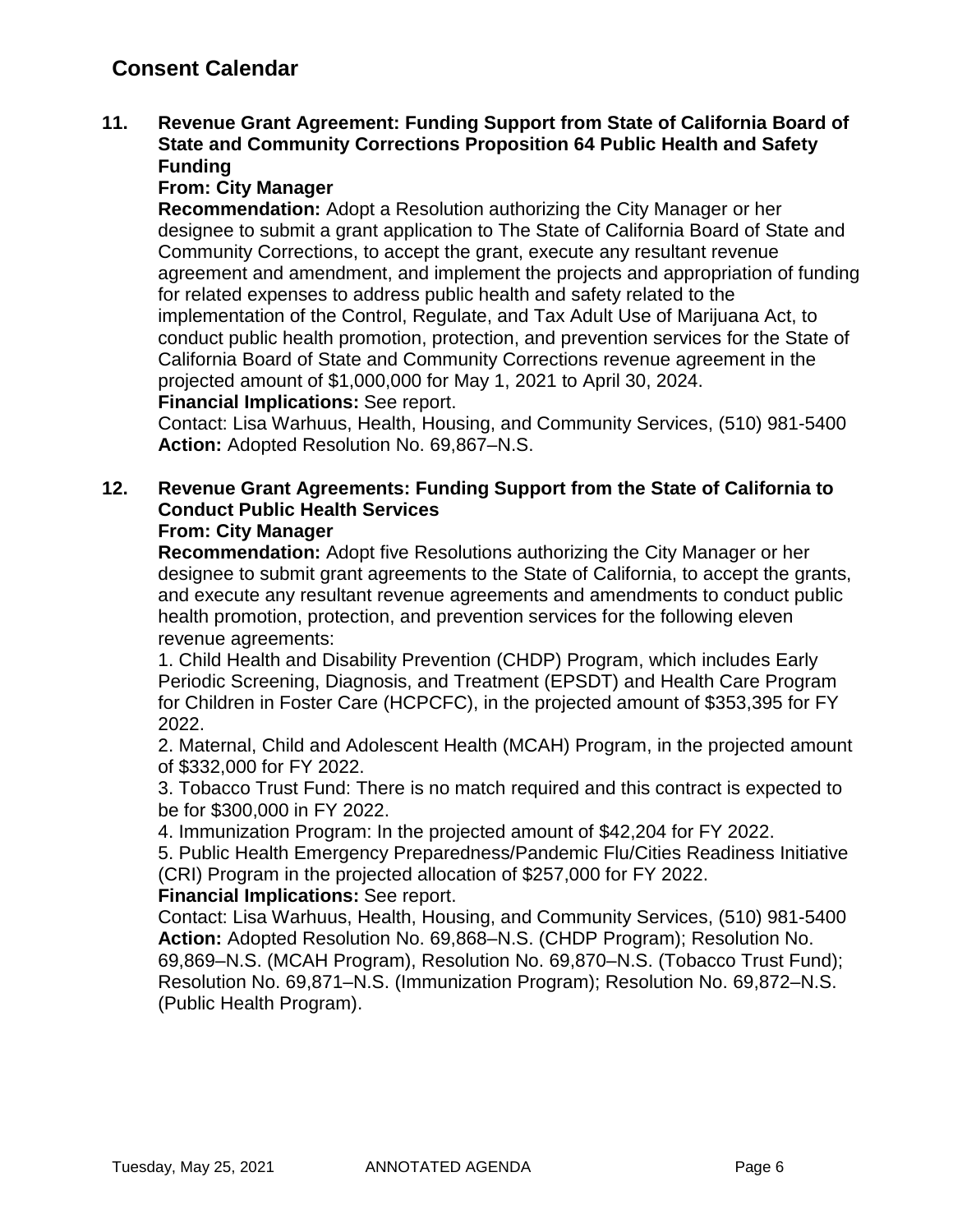## Consent Calendar

**11. Revenue Grant Agreement: Funding Support from State of California Board of State and Community Corrections Proposition 64 Public Health and Safety Funding**

**From: City Manager**

**Recommendation:** Adopt a Resolution authorizing the City Manager or her designee to submit a grant application to The State of California Board of State and Community Corrections, to accept the grant, execute any resultant revenue agreement and amendment, and implement the projects and appropriation of funding for related expenses to address public health and safety related to the implementation of the Control, Regulate, and Tax Adult Use of Marijuana Act, to conduct public health promotion, protection, and prevention services for the State of California Board of State and Community Corrections revenue agreement in the projected amount of $1,000,000 for May 1, 2021 to April 30, 2024.

**Financial Implications:** See report.

Contact: Lisa Warhuus, Health, Housing, and Community Services, (510) 981-5400

**Action:** Adopted Resolution No. 69,867–N.S.

**12. Revenue Grant Agreements: Funding Support from the State of California to Conduct Public Health Services**

**From: City Manager**

**Recommendation:** Adopt five Resolutions authorizing the City Manager or her designee to submit grant agreements to the State of California, to accept the grants, and execute any resultant revenue agreements and amendments to conduct public health promotion, protection, and prevention services for the following eleven revenue agreements:

1. Child Health and Disability Prevention (CHDP) Program, which includes Early Periodic Screening, Diagnosis, and Treatment (EPSDT) and Health Care Program for Children in Foster Care (HCPCFC), in the projected amount of $353,395 for FY 2022.
2. Maternal, Child and Adolescent Health (MCAH) Program, in the projected amount of $332,000 for FY 2022.
3. Tobacco Trust Fund: There is no match required and this contract is expected to be for $300,000 in FY 2022.
4. Immunization Program: In the projected amount of $42,204 for FY 2022.
5. Public Health Emergency Preparedness/Pandemic Flu/Cities Readiness Initiative (CRI) Program in the projected allocation of $257,000 for FY 2022.

**Financial Implications:** See report.

Contact: Lisa Warhuus, Health, Housing, and Community Services, (510) 981-5400

**Action:** Adopted Resolution No. 69,868–N.S. (CHDP Program); Resolution No. 69,869–N.S. (MCAH Program), Resolution No. 69,870–N.S. (Tobacco Trust Fund); Resolution No. 69,871–N.S. (Immunization Program); Resolution No. 69,872–N.S. (Public Health Program).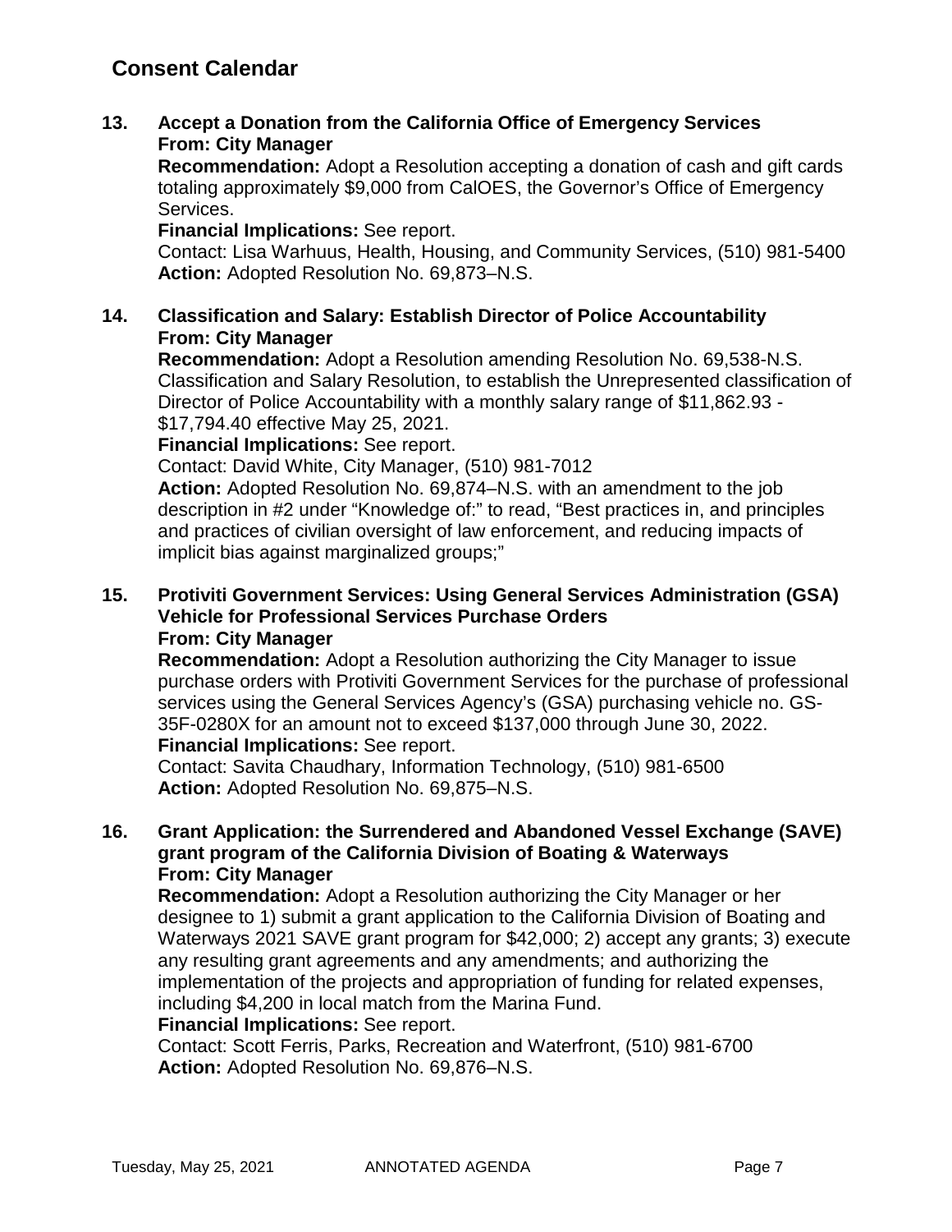## Consent Calendar

**13. Accept a Donation from the California Office of Emergency Services**
**From: City Manager**
**Recommendation:** Adopt a Resolution accepting a donation of cash and gift cards totaling approximately $9,000 from CalOES, the Governor's Office of Emergency Services.
**Financial Implications:** See report.
Contact: Lisa Warhuus, Health, Housing, and Community Services, (510) 981-5400
**Action:** Adopted Resolution No. 69,873–N.S.

**14. Classification and Salary: Establish Director of Police Accountability**
**From: City Manager**
**Recommendation:** Adopt a Resolution amending Resolution No. 69,538-N.S. Classification and Salary Resolution, to establish the Unrepresented classification of Director of Police Accountability with a monthly salary range of $11,862.93 - $17,794.40 effective May 25, 2021.
**Financial Implications:** See report.
Contact: David White, City Manager, (510) 981-7012
**Action:** Adopted Resolution No. 69,874–N.S. with an amendment to the job description in #2 under "Knowledge of:" to read, "Best practices in, and principles and practices of civilian oversight of law enforcement, and reducing impacts of implicit bias against marginalized groups;"

**15. Protiviti Government Services: Using General Services Administration (GSA) Vehicle for Professional Services Purchase Orders**
**From: City Manager**
**Recommendation:** Adopt a Resolution authorizing the City Manager to issue purchase orders with Protiviti Government Services for the purchase of professional services using the General Services Agency's (GSA) purchasing vehicle no. GS-35F-0280X for an amount not to exceed $137,000 through June 30, 2022.
**Financial Implications:** See report.
Contact: Savita Chaudhary, Information Technology, (510) 981-6500
**Action:** Adopted Resolution No. 69,875–N.S.

**16. Grant Application: the Surrendered and Abandoned Vessel Exchange (SAVE) grant program of the California Division of Boating & Waterways**
**From: City Manager**
**Recommendation:** Adopt a Resolution authorizing the City Manager or her designee to 1) submit a grant application to the California Division of Boating and Waterways 2021 SAVE grant program for $42,000; 2) accept any grants; 3) execute any resulting grant agreements and any amendments; and authorizing the implementation of the projects and appropriation of funding for related expenses, including $4,200 in local match from the Marina Fund.
**Financial Implications:** See report.
Contact: Scott Ferris, Parks, Recreation and Waterfront, (510) 981-6700
**Action:** Adopted Resolution No. 69,876–N.S.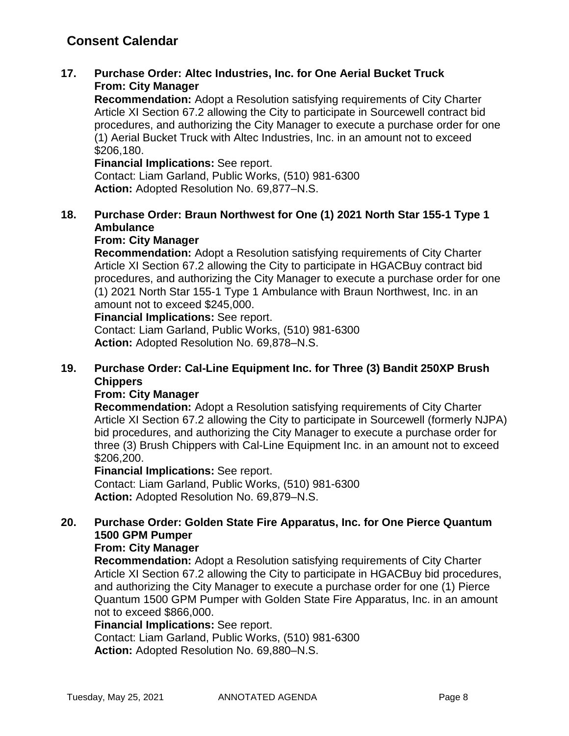## Consent Calendar

**17. Purchase Order: Altec Industries, Inc. for One Aerial Bucket Truck**
**From: City Manager**
**Recommendation:** Adopt a Resolution satisfying requirements of City Charter Article XI Section 67.2 allowing the City to participate in Sourcewell contract bid procedures, and authorizing the City Manager to execute a purchase order for one (1) Aerial Bucket Truck with Altec Industries, Inc. in an amount not to exceed $206,180.
**Financial Implications:** See report.
Contact: Liam Garland, Public Works, (510) 981-6300
**Action:** Adopted Resolution No. 69,877–N.S.

**18. Purchase Order: Braun Northwest for One (1) 2021 North Star 155-1 Type 1 Ambulance**
**From: City Manager**
**Recommendation:** Adopt a Resolution satisfying requirements of City Charter Article XI Section 67.2 allowing the City to participate in HGACBuy contract bid procedures, and authorizing the City Manager to execute a purchase order for one (1) 2021 North Star 155-1 Type 1 Ambulance with Braun Northwest, Inc. in an amount not to exceed $245,000.
**Financial Implications:** See report.
Contact: Liam Garland, Public Works, (510) 981-6300
**Action:** Adopted Resolution No. 69,878–N.S.

**19. Purchase Order: Cal-Line Equipment Inc. for Three (3) Bandit 250XP Brush Chippers**
**From: City Manager**
**Recommendation:** Adopt a Resolution satisfying requirements of City Charter Article XI Section 67.2 allowing the City to participate in Sourcewell (formerly NJPA) bid procedures, and authorizing the City Manager to execute a purchase order for three (3) Brush Chippers with Cal-Line Equipment Inc. in an amount not to exceed $206,200.
**Financial Implications:** See report.
Contact: Liam Garland, Public Works, (510) 981-6300
**Action:** Adopted Resolution No. 69,879–N.S.

**20. Purchase Order: Golden State Fire Apparatus, Inc. for One Pierce Quantum 1500 GPM Pumper**
**From: City Manager**
**Recommendation:** Adopt a Resolution satisfying requirements of City Charter Article XI Section 67.2 allowing the City to participate in HGACBuy bid procedures, and authorizing the City Manager to execute a purchase order for one (1) Pierce Quantum 1500 GPM Pumper with Golden State Fire Apparatus, Inc. in an amount not to exceed $866,000.
**Financial Implications:** See report.
Contact: Liam Garland, Public Works, (510) 981-6300
**Action:** Adopted Resolution No. 69,880–N.S.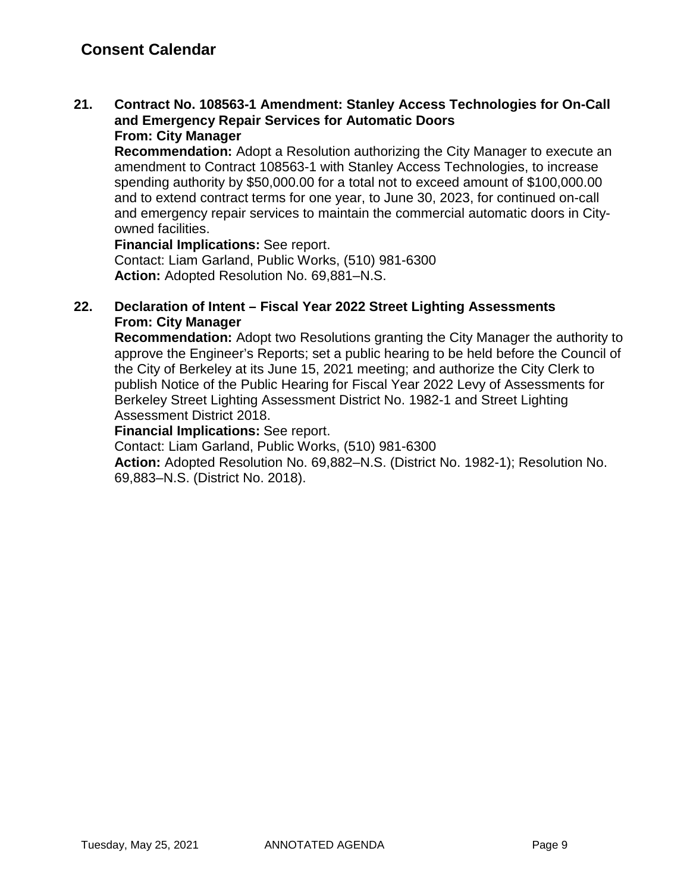## Consent Calendar

**21. Contract No. 108563-1 Amendment: Stanley Access Technologies for On-Call and Emergency Repair Services for Automatic Doors**
**From: City Manager**
**Recommendation:** Adopt a Resolution authorizing the City Manager to execute an amendment to Contract 108563-1 with Stanley Access Technologies, to increase spending authority by $50,000.00 for a total not to exceed amount of $100,000.00 and to extend contract terms for one year, to June 30, 2023, for continued on-call and emergency repair services to maintain the commercial automatic doors in City-owned facilities.
**Financial Implications:** See report.
Contact: Liam Garland, Public Works, (510) 981-6300
**Action:** Adopted Resolution No. 69,881–N.S.

**22. Declaration of Intent – Fiscal Year 2022 Street Lighting Assessments**
**From: City Manager**
**Recommendation:** Adopt two Resolutions granting the City Manager the authority to approve the Engineer's Reports; set a public hearing to be held before the Council of the City of Berkeley at its June 15, 2021 meeting; and authorize the City Clerk to publish Notice of the Public Hearing for Fiscal Year 2022 Levy of Assessments for Berkeley Street Lighting Assessment District No. 1982-1 and Street Lighting Assessment District 2018.
**Financial Implications:** See report.
Contact: Liam Garland, Public Works, (510) 981-6300
**Action:** Adopted Resolution No. 69,882–N.S. (District No. 1982-1); Resolution No. 69,883–N.S. (District No. 2018).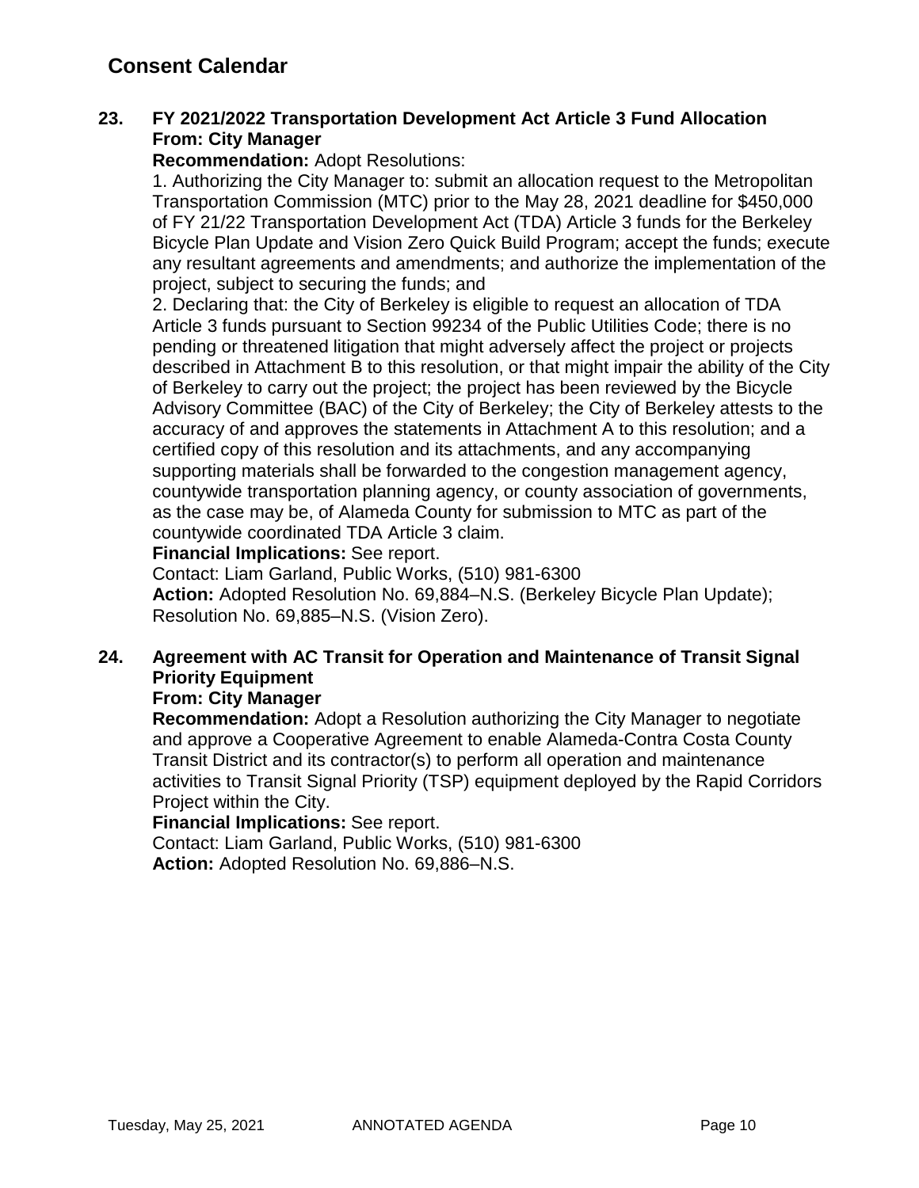## Consent Calendar

**23. FY 2021/2022 Transportation Development Act Article 3 Fund Allocation**
**From: City Manager**

**Recommendation:** Adopt Resolutions:

1. Authorizing the City Manager to: submit an allocation request to the Metropolitan Transportation Commission (MTC) prior to the May 28, 2021 deadline for $450,000 of FY 21/22 Transportation Development Act (TDA) Article 3 funds for the Berkeley Bicycle Plan Update and Vision Zero Quick Build Program; accept the funds; execute any resultant agreements and amendments; and authorize the implementation of the project, subject to securing the funds; and
2. Declaring that: the City of Berkeley is eligible to request an allocation of TDA Article 3 funds pursuant to Section 99234 of the Public Utilities Code; there is no pending or threatened litigation that might adversely affect the project or projects described in Attachment B to this resolution, or that might impair the ability of the City of Berkeley to carry out the project; the project has been reviewed by the Bicycle Advisory Committee (BAC) of the City of Berkeley; the City of Berkeley attests to the accuracy of and approves the statements in Attachment A to this resolution; and a certified copy of this resolution and its attachments, and any accompanying supporting materials shall be forwarded to the congestion management agency, countywide transportation planning agency, or county association of governments, as the case may be, of Alameda County for submission to MTC as part of the countywide coordinated TDA Article 3 claim.

**Financial Implications:** See report.
Contact: Liam Garland, Public Works, (510) 981-6300
**Action:** Adopted Resolution No. 69,884–N.S. (Berkeley Bicycle Plan Update); Resolution No. 69,885–N.S. (Vision Zero).

**24. Agreement with AC Transit for Operation and Maintenance of Transit Signal Priority Equipment**
**From: City Manager**

**Recommendation:** Adopt a Resolution authorizing the City Manager to negotiate and approve a Cooperative Agreement to enable Alameda-Contra Costa County Transit District and its contractor(s) to perform all operation and maintenance activities to Transit Signal Priority (TSP) equipment deployed by the Rapid Corridors Project within the City.
**Financial Implications:** See report.
Contact: Liam Garland, Public Works, (510) 981-6300
**Action:** Adopted Resolution No. 69,886–N.S.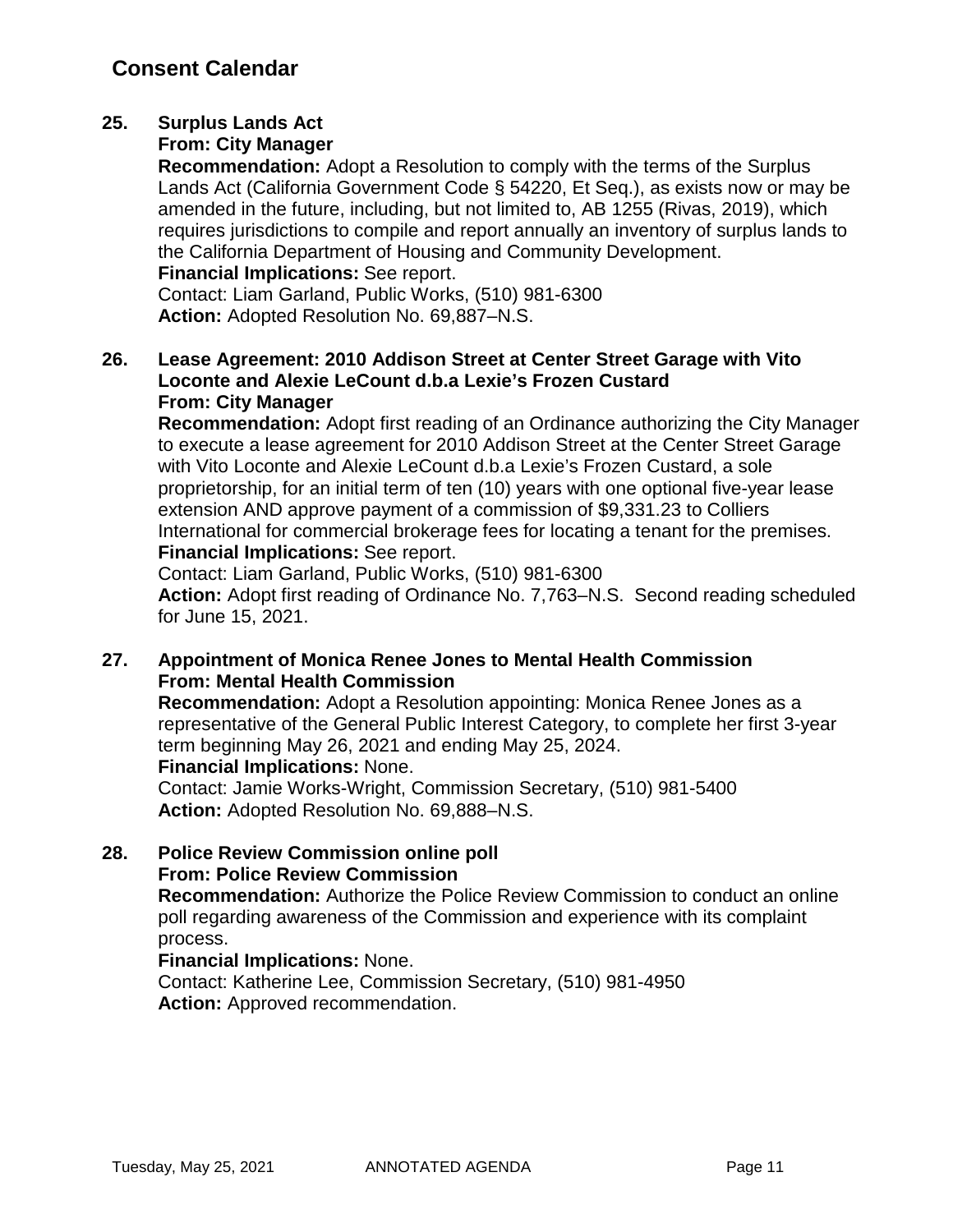## Consent Calendar

**25. Surplus Lands Act**
**From: City Manager**
**Recommendation:** Adopt a Resolution to comply with the terms of the Surplus Lands Act (California Government Code § 54220, Et Seq.), as exists now or may be amended in the future, including, but not limited to, AB 1255 (Rivas, 2019), which requires jurisdictions to compile and report annually an inventory of surplus lands to the California Department of Housing and Community Development.
**Financial Implications:** See report.
Contact: Liam Garland, Public Works, (510) 981-6300
**Action:** Adopted Resolution No. 69,887–N.S.

**26. Lease Agreement: 2010 Addison Street at Center Street Garage with Vito Loconte and Alexie LeCount d.b.a Lexie's Frozen Custard**
**From: City Manager**
**Recommendation:** Adopt first reading of an Ordinance authorizing the City Manager to execute a lease agreement for 2010 Addison Street at the Center Street Garage with Vito Loconte and Alexie LeCount d.b.a Lexie's Frozen Custard, a sole proprietorship, for an initial term of ten (10) years with one optional five-year lease extension AND approve payment of a commission of $9,331.23 to Colliers International for commercial brokerage fees for locating a tenant for the premises.
**Financial Implications:** See report.
Contact: Liam Garland, Public Works, (510) 981-6300
**Action:** Adopt first reading of Ordinance No. 7,763–N.S. Second reading scheduled for June 15, 2021.

**27. Appointment of Monica Renee Jones to Mental Health Commission**
**From: Mental Health Commission**
**Recommendation:** Adopt a Resolution appointing: Monica Renee Jones as a representative of the General Public Interest Category, to complete her first 3-year term beginning May 26, 2021 and ending May 25, 2024.
**Financial Implications:** None.
Contact: Jamie Works-Wright, Commission Secretary, (510) 981-5400
**Action:** Adopted Resolution No. 69,888–N.S.

**28. Police Review Commission online poll**
**From: Police Review Commission**
**Recommendation:** Authorize the Police Review Commission to conduct an online poll regarding awareness of the Commission and experience with its complaint process.
**Financial Implications:** None.
Contact: Katherine Lee, Commission Secretary, (510) 981-4950
**Action:** Approved recommendation.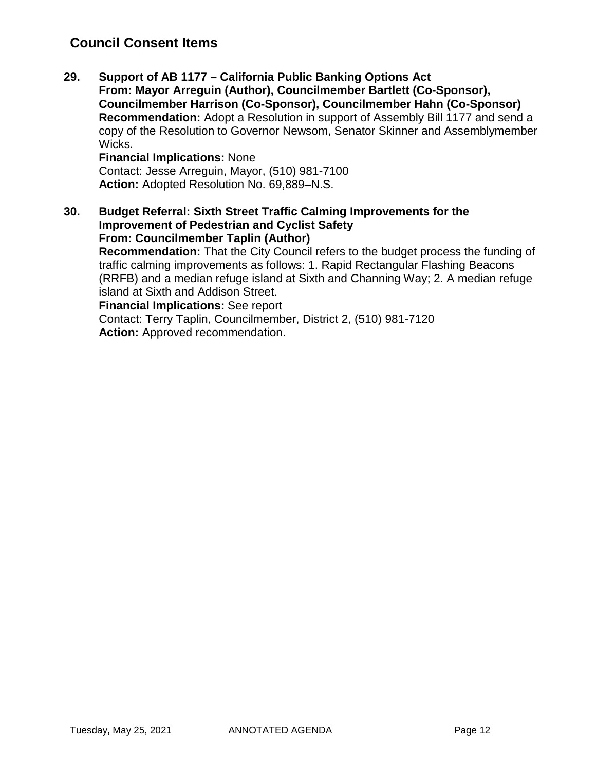## Council Consent Items

**29. Support of AB 1177 – California Public Banking Options Act**
**From: Mayor Arreguin (Author), Councilmember Bartlett (Co-Sponsor), Councilmember Harrison (Co-Sponsor), Councilmember Hahn (Co-Sponsor)**
**Recommendation:** Adopt a Resolution in support of Assembly Bill 1177 and send a copy of the Resolution to Governor Newsom, Senator Skinner and Assemblymember Wicks.
**Financial Implications:** None
Contact: Jesse Arreguin, Mayor, (510) 981-7100
**Action:** Adopted Resolution No. 69,889–N.S.

**30. Budget Referral: Sixth Street Traffic Calming Improvements for the Improvement of Pedestrian and Cyclist Safety**
**From: Councilmember Taplin (Author)**
**Recommendation:** That the City Council refers to the budget process the funding of traffic calming improvements as follows: 1. Rapid Rectangular Flashing Beacons (RRFB) and a median refuge island at Sixth and Channing Way; 2. A median refuge island at Sixth and Addison Street.
**Financial Implications:** See report
Contact: Terry Taplin, Councilmember, District 2, (510) 981-7120
**Action:** Approved recommendation.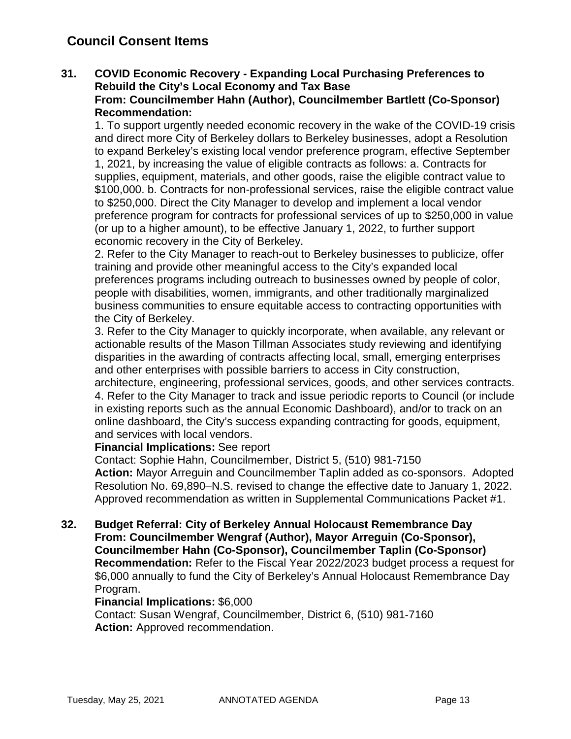## Council Consent Items

**31. COVID Economic Recovery - Expanding Local Purchasing Preferences to Rebuild the City's Local Economy and Tax Base**
**From: Councilmember Hahn (Author), Councilmember Bartlett (Co-Sponsor)**
**Recommendation:**

1. To support urgently needed economic recovery in the wake of the COVID-19 crisis and direct more City of Berkeley dollars to Berkeley businesses, adopt a Resolution to expand Berkeley's existing local vendor preference program, effective September 1, 2021, by increasing the value of eligible contracts as follows: a. Contracts for supplies, equipment, materials, and other goods, raise the eligible contract value to $100,000. b. Contracts for non-professional services, raise the eligible contract value to $250,000. Direct the City Manager to develop and implement a local vendor preference program for contracts for professional services of up to $250,000 in value (or up to a higher amount), to be effective January 1, 2022, to further support economic recovery in the City of Berkeley.
2. Refer to the City Manager to reach-out to Berkeley businesses to publicize, offer training and provide other meaningful access to the City's expanded local preferences programs including outreach to businesses owned by people of color, people with disabilities, women, immigrants, and other traditionally marginalized business communities to ensure equitable access to contracting opportunities with the City of Berkeley.
3. Refer to the City Manager to quickly incorporate, when available, any relevant or actionable results of the Mason Tillman Associates study reviewing and identifying disparities in the awarding of contracts affecting local, small, emerging enterprises and other enterprises with possible barriers to access in City construction, architecture, engineering, professional services, goods, and other services contracts.
4. Refer to the City Manager to track and issue periodic reports to Council (or include in existing reports such as the annual Economic Dashboard), and/or to track on an online dashboard, the City's success expanding contracting for goods, equipment, and services with local vendors.

**Financial Implications:** See report
Contact: Sophie Hahn, Councilmember, District 5, (510) 981-7150
**Action:** Mayor Arreguin and Councilmember Taplin added as co-sponsors. Adopted Resolution No. 69,890–N.S. revised to change the effective date to January 1, 2022. Approved recommendation as written in Supplemental Communications Packet #1.

**32. Budget Referral: City of Berkeley Annual Holocaust Remembrance Day**
**From: Councilmember Wengraf (Author), Mayor Arreguin (Co-Sponsor), Councilmember Hahn (Co-Sponsor), Councilmember Taplin (Co-Sponsor)**
**Recommendation:** Refer to the Fiscal Year 2022/2023 budget process a request for $6,000 annually to fund the City of Berkeley's Annual Holocaust Remembrance Day Program.
**Financial Implications:** $6,000
Contact: Susan Wengraf, Councilmember, District 6, (510) 981-7160
**Action:** Approved recommendation.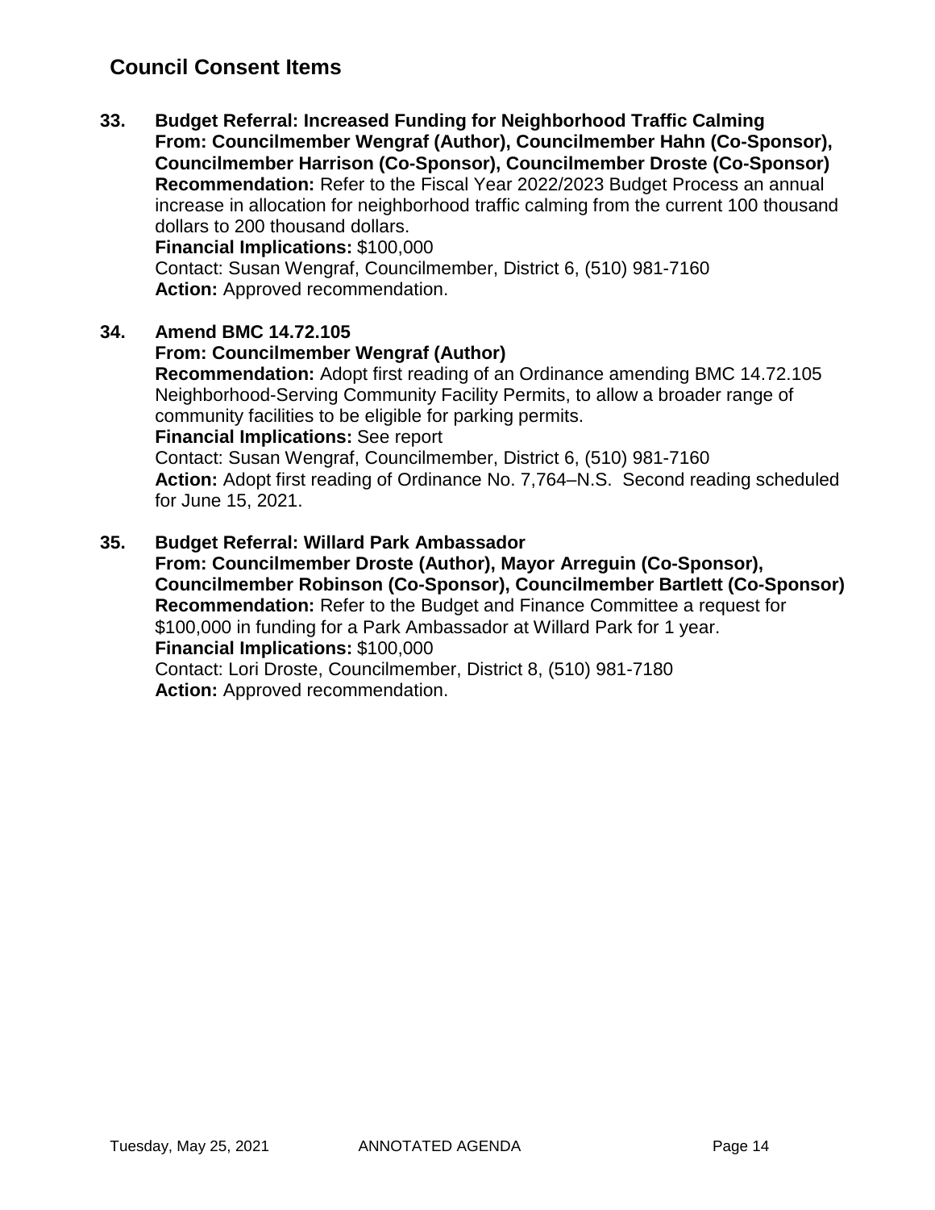## Council Consent Items

**33. Budget Referral: Increased Funding for Neighborhood Traffic Calming**
**From: Councilmember Wengraf (Author), Councilmember Hahn (Co-Sponsor), Councilmember Harrison (Co-Sponsor), Councilmember Droste (Co-Sponsor)**
**Recommendation:** Refer to the Fiscal Year 2022/2023 Budget Process an annual increase in allocation for neighborhood traffic calming from the current 100 thousand dollars to 200 thousand dollars.
**Financial Implications:** $100,000
Contact: Susan Wengraf, Councilmember, District 6, (510) 981-7160
**Action:** Approved recommendation.

**34. Amend BMC 14.72.105**
**From: Councilmember Wengraf (Author)**
**Recommendation:** Adopt first reading of an Ordinance amending BMC 14.72.105 Neighborhood-Serving Community Facility Permits, to allow a broader range of community facilities to be eligible for parking permits.
**Financial Implications:** See report
Contact: Susan Wengraf, Councilmember, District 6, (510) 981-7160
**Action:** Adopt first reading of Ordinance No. 7,764–N.S. Second reading scheduled for June 15, 2021.

**35. Budget Referral: Willard Park Ambassador**
**From: Councilmember Droste (Author), Mayor Arreguin (Co-Sponsor), Councilmember Robinson (Co-Sponsor), Councilmember Bartlett (Co-Sponsor)**
**Recommendation:** Refer to the Budget and Finance Committee a request for $100,000 in funding for a Park Ambassador at Willard Park for 1 year.
**Financial Implications:** $100,000
Contact: Lori Droste, Councilmember, District 8, (510) 981-7180
**Action:** Approved recommendation.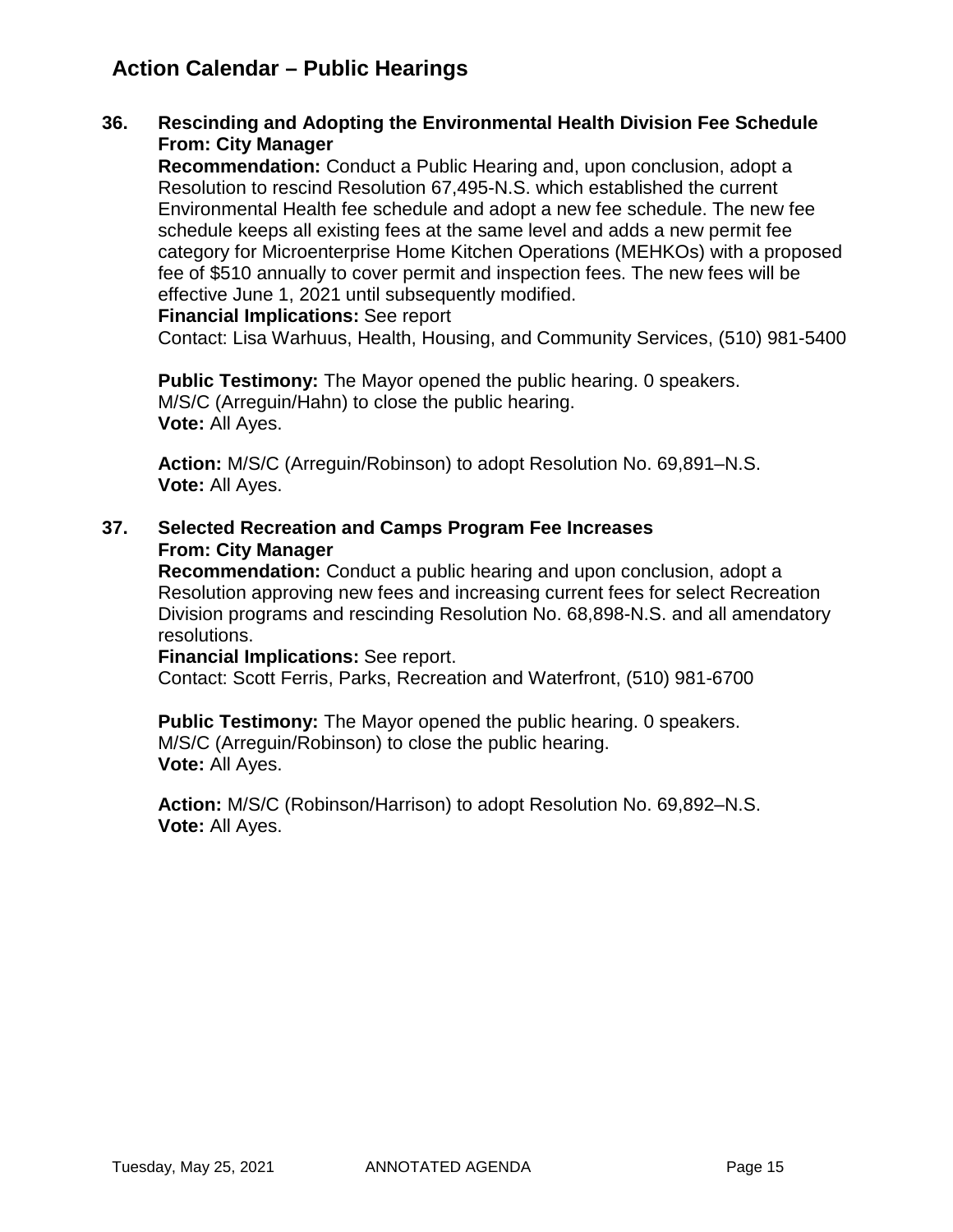## Action Calendar – Public Hearings

**36. Rescinding and Adopting the Environmental Health Division Fee Schedule**
**From: City Manager**

**Recommendation:** Conduct a Public Hearing and, upon conclusion, adopt a Resolution to rescind Resolution 67,495-N.S. which established the current Environmental Health fee schedule and adopt a new fee schedule. The new fee schedule keeps all existing fees at the same level and adds a new permit fee category for Microenterprise Home Kitchen Operations (MEHKOs) with a proposed fee of $510 annually to cover permit and inspection fees. The new fees will be effective June 1, 2021 until subsequently modified.

**Financial Implications:** See report

Contact: Lisa Warhuus, Health, Housing, and Community Services, (510) 981-5400

**Public Testimony:** The Mayor opened the public hearing. 0 speakers.
M/S/C (Arreguin/Hahn) to close the public hearing.
**Vote:** All Ayes.

**Action:** M/S/C (Arreguin/Robinson) to adopt Resolution No. 69,891–N.S.
**Vote:** All Ayes.

**37. Selected Recreation and Camps Program Fee Increases**
**From: City Manager**

**Recommendation:** Conduct a public hearing and upon conclusion, adopt a Resolution approving new fees and increasing current fees for select Recreation Division programs and rescinding Resolution No. 68,898-N.S. and all amendatory resolutions.

**Financial Implications:** See report.

Contact: Scott Ferris, Parks, Recreation and Waterfront, (510) 981-6700

**Public Testimony:** The Mayor opened the public hearing. 0 speakers.
M/S/C (Arreguin/Robinson) to close the public hearing.
**Vote:** All Ayes.

**Action:** M/S/C (Robinson/Harrison) to adopt Resolution No. 69,892–N.S.
**Vote:** All Ayes.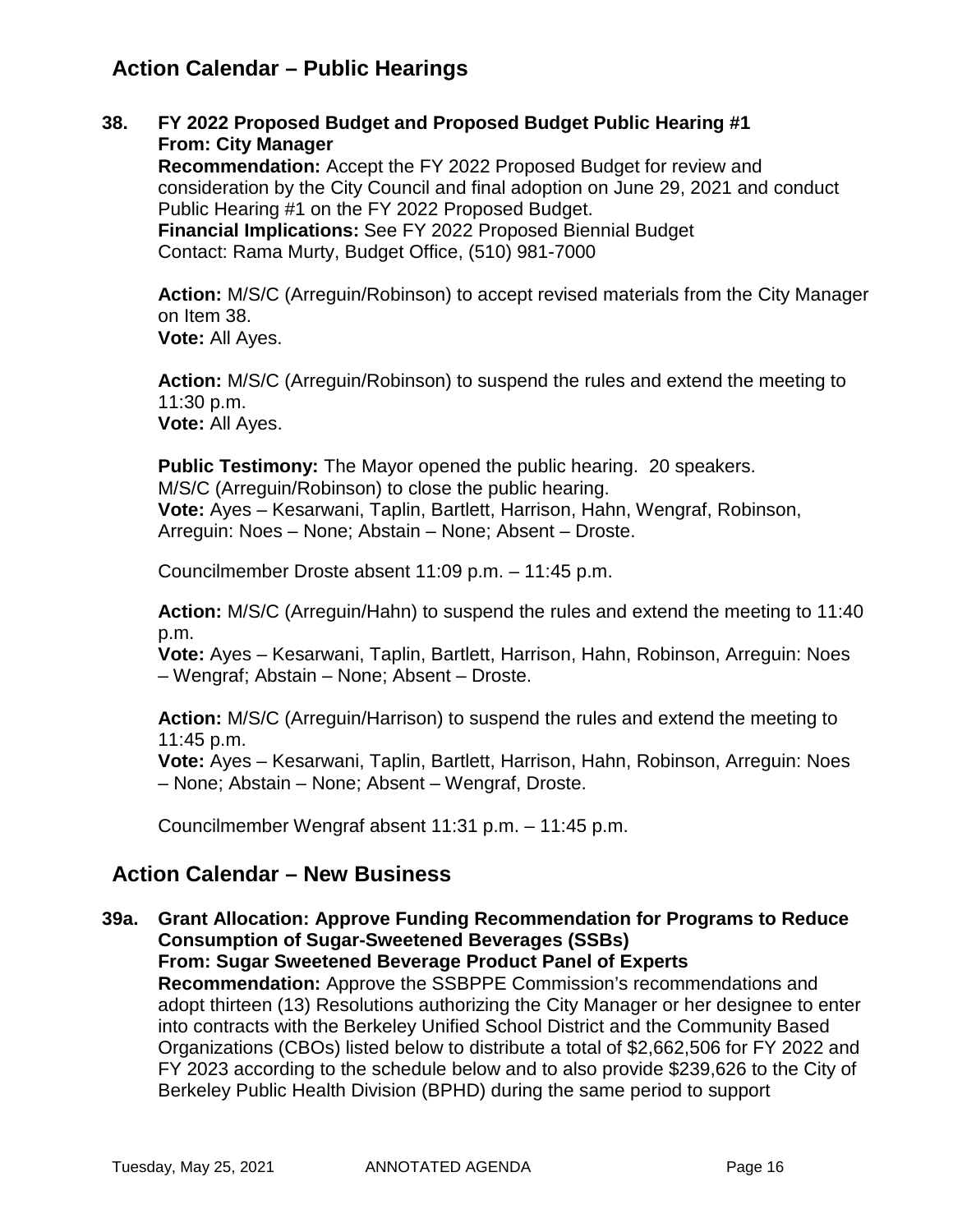## Action Calendar – Public Hearings

**38. FY 2022 Proposed Budget and Proposed Budget Public Hearing #1**
**From: City Manager**
**Recommendation:** Accept the FY 2022 Proposed Budget for review and consideration by the City Council and final adoption on June 29, 2021 and conduct Public Hearing #1 on the FY 2022 Proposed Budget.
**Financial Implications:** See FY 2022 Proposed Biennial Budget
Contact: Rama Murty, Budget Office, (510) 981-7000

**Action:** M/S/C (Arreguin/Robinson) to accept revised materials from the City Manager on Item 38.
**Vote:** All Ayes.

**Action:** M/S/C (Arreguin/Robinson) to suspend the rules and extend the meeting to 11:30 p.m.
**Vote:** All Ayes.

**Public Testimony:** The Mayor opened the public hearing. 20 speakers.
M/S/C (Arreguin/Robinson) to close the public hearing.
**Vote:** Ayes – Kesarwani, Taplin, Bartlett, Harrison, Hahn, Wengraf, Robinson, Arreguin: Noes – None; Abstain – None; Absent – Droste.

Councilmember Droste absent 11:09 p.m. – 11:45 p.m.

**Action:** M/S/C (Arreguin/Hahn) to suspend the rules and extend the meeting to 11:40 p.m.
**Vote:** Ayes – Kesarwani, Taplin, Bartlett, Harrison, Hahn, Robinson, Arreguin: Noes – Wengraf; Abstain – None; Absent – Droste.

**Action:** M/S/C (Arreguin/Harrison) to suspend the rules and extend the meeting to 11:45 p.m.
**Vote:** Ayes – Kesarwani, Taplin, Bartlett, Harrison, Hahn, Robinson, Arreguin: Noes – None; Abstain – None; Absent – Wengraf, Droste.

Councilmember Wengraf absent 11:31 p.m. – 11:45 p.m.

## Action Calendar – New Business

**39a. Grant Allocation: Approve Funding Recommendation for Programs to Reduce Consumption of Sugar-Sweetened Beverages (SSBs)**
**From: Sugar Sweetened Beverage Product Panel of Experts**
**Recommendation:** Approve the SSBPPE Commission's recommendations and adopt thirteen (13) Resolutions authorizing the City Manager or her designee to enter into contracts with the Berkeley Unified School District and the Community Based Organizations (CBOs) listed below to distribute a total of $2,662,506 for FY 2022 and FY 2023 according to the schedule below and to also provide $239,626 to the City of Berkeley Public Health Division (BPHD) during the same period to support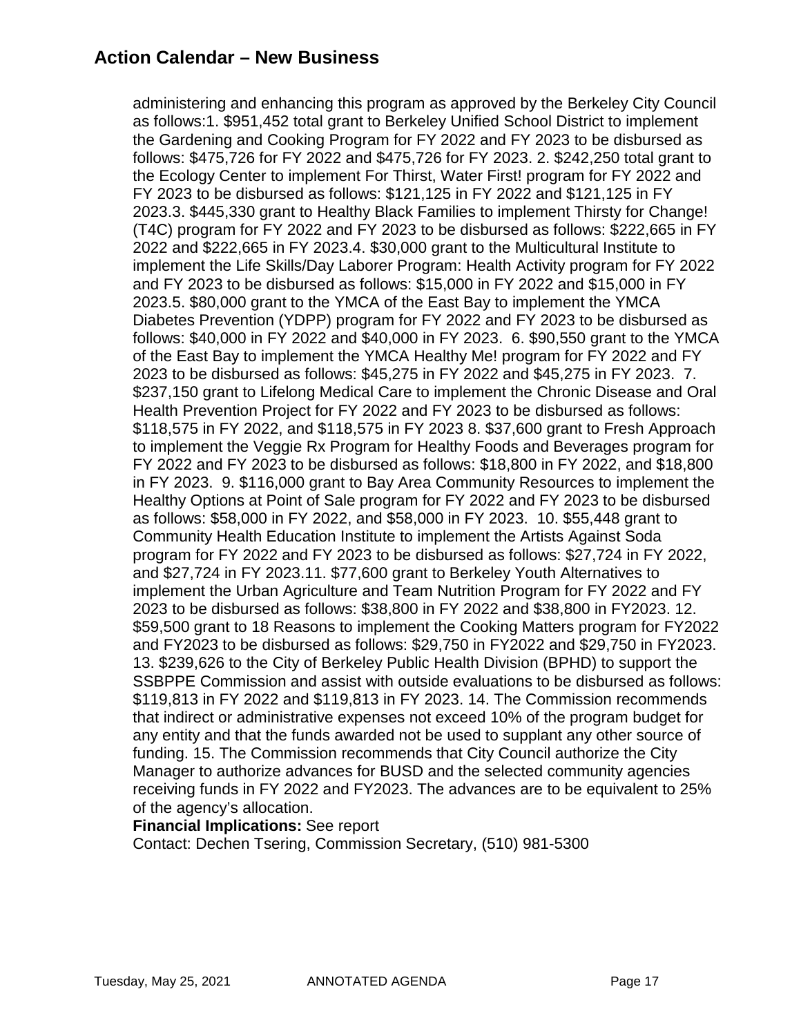## Action Calendar – New Business

administering and enhancing this program as approved by the Berkeley City Council as follows:1. $951,452 total grant to Berkeley Unified School District to implement the Gardening and Cooking Program for FY 2022 and FY 2023 to be disbursed as follows: $475,726 for FY 2022 and $475,726 for FY 2023. 2. $242,250 total grant to the Ecology Center to implement For Thirst, Water First! program for FY 2022 and FY 2023 to be disbursed as follows: $121,125 in FY 2022 and $121,125 in FY 2023.3. $445,330 grant to Healthy Black Families to implement Thirsty for Change! (T4C) program for FY 2022 and FY 2023 to be disbursed as follows: $222,665 in FY 2022 and $222,665 in FY 2023.4. $30,000 grant to the Multicultural Institute to implement the Life Skills/Day Laborer Program: Health Activity program for FY 2022 and FY 2023 to be disbursed as follows: $15,000 in FY 2022 and $15,000 in FY 2023.5. $80,000 grant to the YMCA of the East Bay to implement the YMCA Diabetes Prevention (YDPP) program for FY 2022 and FY 2023 to be disbursed as follows: $40,000 in FY 2022 and $40,000 in FY 2023. 6. $90,550 grant to the YMCA of the East Bay to implement the YMCA Healthy Me! program for FY 2022 and FY 2023 to be disbursed as follows: $45,275 in FY 2022 and $45,275 in FY 2023. 7. $237,150 grant to Lifelong Medical Care to implement the Chronic Disease and Oral Health Prevention Project for FY 2022 and FY 2023 to be disbursed as follows: $118,575 in FY 2022, and $118,575 in FY 2023 8. $37,600 grant to Fresh Approach to implement the Veggie Rx Program for Healthy Foods and Beverages program for FY 2022 and FY 2023 to be disbursed as follows: $18,800 in FY 2022, and $18,800 in FY 2023. 9. $116,000 grant to Bay Area Community Resources to implement the Healthy Options at Point of Sale program for FY 2022 and FY 2023 to be disbursed as follows: $58,000 in FY 2022, and $58,000 in FY 2023. 10. $55,448 grant to Community Health Education Institute to implement the Artists Against Soda program for FY 2022 and FY 2023 to be disbursed as follows: $27,724 in FY 2022, and $27,724 in FY 2023.11. $77,600 grant to Berkeley Youth Alternatives to implement the Urban Agriculture and Team Nutrition Program for FY 2022 and FY 2023 to be disbursed as follows: $38,800 in FY 2022 and $38,800 in FY2023. 12. $59,500 grant to 18 Reasons to implement the Cooking Matters program for FY2022 and FY2023 to be disbursed as follows: $29,750 in FY2022 and $29,750 in FY2023. 13. $239,626 to the City of Berkeley Public Health Division (BPHD) to support the SSBPPE Commission and assist with outside evaluations to be disbursed as follows: $119,813 in FY 2022 and $119,813 in FY 2023. 14. The Commission recommends that indirect or administrative expenses not exceed 10% of the program budget for any entity and that the funds awarded not be used to supplant any other source of funding. 15. The Commission recommends that City Council authorize the City Manager to authorize advances for BUSD and the selected community agencies receiving funds in FY 2022 and FY2023. The advances are to be equivalent to 25% of the agency's allocation.

**Financial Implications:** See report

Contact: Dechen Tsering, Commission Secretary, (510) 981-5300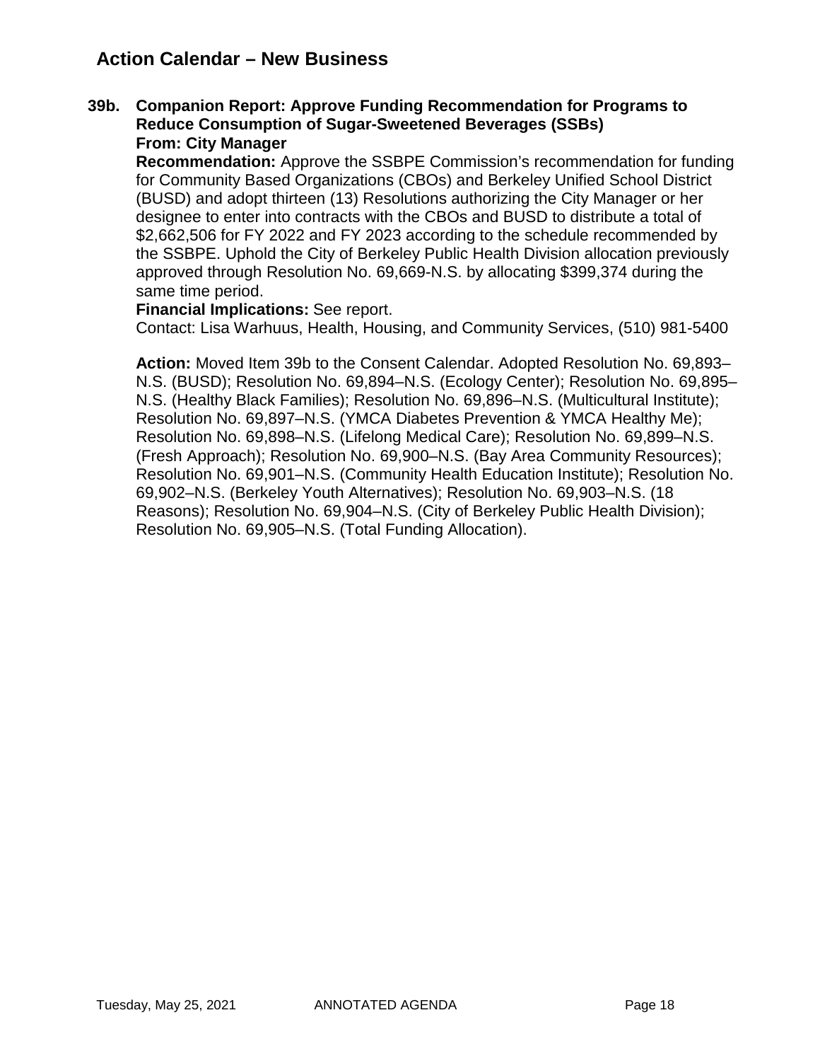## Action Calendar – New Business

**39b. Companion Report: Approve Funding Recommendation for Programs to Reduce Consumption of Sugar-Sweetened Beverages (SSBs)**
**From: City Manager**

**Recommendation:** Approve the SSBPE Commission's recommendation for funding for Community Based Organizations (CBOs) and Berkeley Unified School District (BUSD) and adopt thirteen (13) Resolutions authorizing the City Manager or her designee to enter into contracts with the CBOs and BUSD to distribute a total of $2,662,506 for FY 2022 and FY 2023 according to the schedule recommended by the SSBPE. Uphold the City of Berkeley Public Health Division allocation previously approved through Resolution No. 69,669-N.S. by allocating $399,374 during the same time period.

**Financial Implications:** See report.

Contact: Lisa Warhuus, Health, Housing, and Community Services, (510) 981-5400

**Action:** Moved Item 39b to the Consent Calendar. Adopted Resolution No. 69,893–N.S. (BUSD); Resolution No. 69,894–N.S. (Ecology Center); Resolution No. 69,895–N.S. (Healthy Black Families); Resolution No. 69,896–N.S. (Multicultural Institute); Resolution No. 69,897–N.S. (YMCA Diabetes Prevention & YMCA Healthy Me); Resolution No. 69,898–N.S. (Lifelong Medical Care); Resolution No. 69,899–N.S. (Fresh Approach); Resolution No. 69,900–N.S. (Bay Area Community Resources); Resolution No. 69,901–N.S. (Community Health Education Institute); Resolution No. 69,902–N.S. (Berkeley Youth Alternatives); Resolution No. 69,903–N.S. (18 Reasons); Resolution No. 69,904–N.S. (City of Berkeley Public Health Division); Resolution No. 69,905–N.S. (Total Funding Allocation).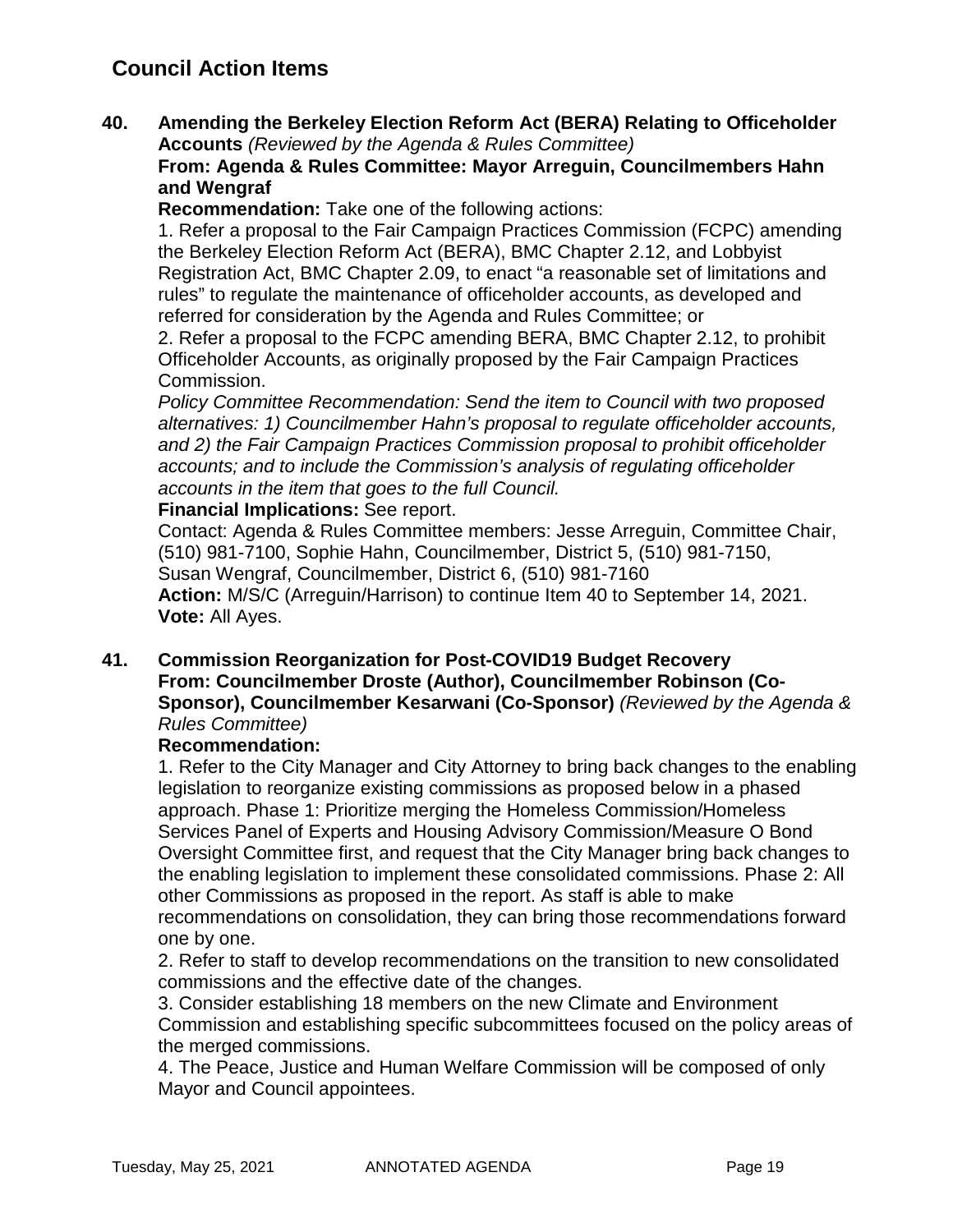## Council Action Items

**40. Amending the Berkeley Election Reform Act (BERA) Relating to Officeholder Accounts** *(Reviewed by the Agenda & Rules Committee)*
**From: Agenda & Rules Committee: Mayor Arreguin, Councilmembers Hahn and Wengraf**

**Recommendation:** Take one of the following actions:
1. Refer a proposal to the Fair Campaign Practices Commission (FCPC) amending the Berkeley Election Reform Act (BERA), BMC Chapter 2.12, and Lobbyist Registration Act, BMC Chapter 2.09, to enact "a reasonable set of limitations and rules" to regulate the maintenance of officeholder accounts, as developed and referred for consideration by the Agenda and Rules Committee; or
2. Refer a proposal to the FCPC amending BERA, BMC Chapter 2.12, to prohibit Officeholder Accounts, as originally proposed by the Fair Campaign Practices Commission.

*Policy Committee Recommendation: Send the item to Council with two proposed alternatives: 1) Councilmember Hahn's proposal to regulate officeholder accounts, and 2) the Fair Campaign Practices Commission proposal to prohibit officeholder accounts; and to include the Commission's analysis of regulating officeholder accounts in the item that goes to the full Council.*

**Financial Implications:** See report.

Contact: Agenda & Rules Committee members: Jesse Arreguin, Committee Chair, (510) 981-7100, Sophie Hahn, Councilmember, District 5, (510) 981-7150, Susan Wengraf, Councilmember, District 6, (510) 981-7160

**Action:** M/S/C (Arreguin/Harrison) to continue Item 40 to September 14, 2021.
**Vote:** All Ayes.

**41. Commission Reorganization for Post-COVID19 Budget Recovery**
**From: Councilmember Droste (Author), Councilmember Robinson (Co-Sponsor), Councilmember Kesarwani (Co-Sponsor)** *(Reviewed by the Agenda & Rules Committee)*

**Recommendation:**
1. Refer to the City Manager and City Attorney to bring back changes to the enabling legislation to reorganize existing commissions as proposed below in a phased approach. Phase 1: Prioritize merging the Homeless Commission/Homeless Services Panel of Experts and Housing Advisory Commission/Measure O Bond Oversight Committee first, and request that the City Manager bring back changes to the enabling legislation to implement these consolidated commissions. Phase 2: All other Commissions as proposed in the report. As staff is able to make recommendations on consolidation, they can bring those recommendations forward one by one.
2. Refer to staff to develop recommendations on the transition to new consolidated commissions and the effective date of the changes.
3. Consider establishing 18 members on the new Climate and Environment Commission and establishing specific subcommittees focused on the policy areas of the merged commissions.
4. The Peace, Justice and Human Welfare Commission will be composed of only Mayor and Council appointees.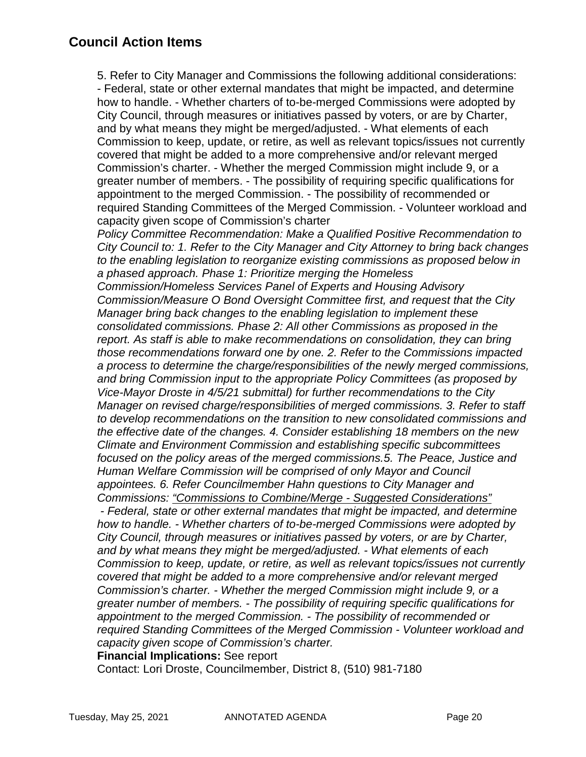## Council Action Items

5. Refer to City Manager and Commissions the following additional considerations: - Federal, state or other external mandates that might be impacted, and determine how to handle. - Whether charters of to-be-merged Commissions were adopted by City Council, through measures or initiatives passed by voters, or are by Charter, and by what means they might be merged/adjusted. - What elements of each Commission to keep, update, or retire, as well as relevant topics/issues not currently covered that might be added to a more comprehensive and/or relevant merged Commission's charter. - Whether the merged Commission might include 9, or a greater number of members. - The possibility of requiring specific qualifications for appointment to the merged Commission. - The possibility of recommended or required Standing Committees of the Merged Commission. - Volunteer workload and capacity given scope of Commission's charter

*Policy Committee Recommendation: Make a Qualified Positive Recommendation to City Council to: 1. Refer to the City Manager and City Attorney to bring back changes to the enabling legislation to reorganize existing commissions as proposed below in a phased approach. Phase 1: Prioritize merging the Homeless Commission/Homeless Services Panel of Experts and Housing Advisory Commission/Measure O Bond Oversight Committee first, and request that the City Manager bring back changes to the enabling legislation to implement these consolidated commissions. Phase 2: All other Commissions as proposed in the report. As staff is able to make recommendations on consolidation, they can bring those recommendations forward one by one. 2. Refer to the Commissions impacted a process to determine the charge/responsibilities of the newly merged commissions, and bring Commission input to the appropriate Policy Committees (as proposed by Vice-Mayor Droste in 4/5/21 submittal) for further recommendations to the City Manager on revised charge/responsibilities of merged commissions. 3. Refer to staff to develop recommendations on the transition to new consolidated commissions and the effective date of the changes. 4. Consider establishing 18 members on the new Climate and Environment Commission and establishing specific subcommittees focused on the policy areas of the merged commissions.5. The Peace, Justice and Human Welfare Commission will be comprised of only Mayor and Council appointees. 6. Refer Councilmember Hahn questions to City Manager and Commissions: <u>"Commissions to Combine/Merge - Suggested Considerations"</u>*

*- Federal, state or other external mandates that might be impacted, and determine how to handle. - Whether charters of to-be-merged Commissions were adopted by City Council, through measures or initiatives passed by voters, or are by Charter, and by what means they might be merged/adjusted. - What elements of each Commission to keep, update, or retire, as well as relevant topics/issues not currently covered that might be added to a more comprehensive and/or relevant merged Commission's charter. - Whether the merged Commission might include 9, or a greater number of members. - The possibility of requiring specific qualifications for appointment to the merged Commission. - The possibility of recommended or required Standing Committees of the Merged Commission - Volunteer workload and capacity given scope of Commission's charter.*

**Financial Implications:** See report

Contact: Lori Droste, Councilmember, District 8, (510) 981-7180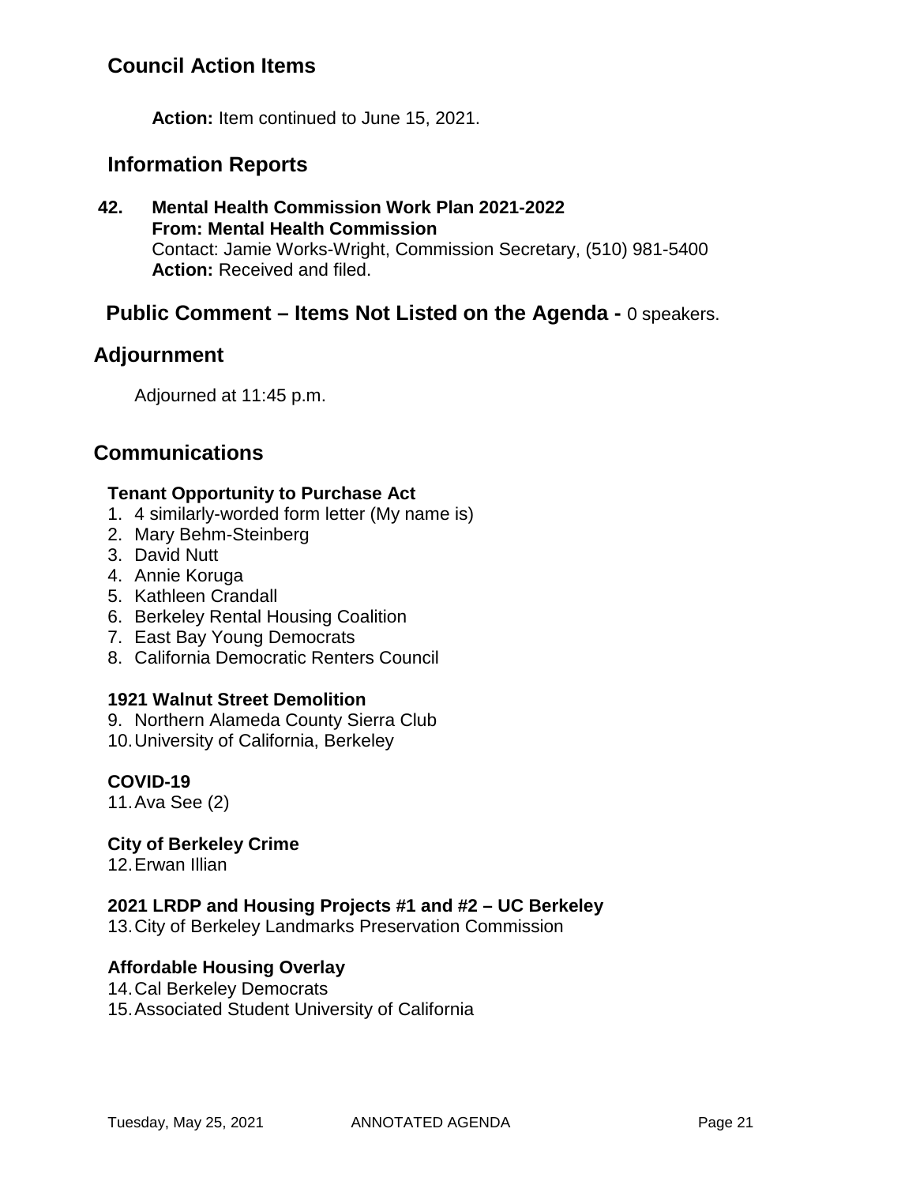## Council Action Items

**Action:** Item continued to June 15, 2021.

## Information Reports

**42. Mental Health Commission Work Plan 2021-2022**
**From: Mental Health Commission**
Contact: Jamie Works-Wright, Commission Secretary, (510) 981-5400
**Action:** Received and filed.

## Public Comment – Items Not Listed on the Agenda - 0 speakers.

## Adjournment

Adjourned at 11:45 p.m.

## Communications

**Tenant Opportunity to Purchase Act**

1. 4 similarly-worded form letter (My name is)
2. Mary Behm-Steinberg
3. David Nutt
4. Annie Koruga
5. Kathleen Crandall
6. Berkeley Rental Housing Coalition
7. East Bay Young Democrats
8. California Democratic Renters Council

**1921 Walnut Street Demolition**

9. Northern Alameda County Sierra Club
10. University of California, Berkeley

**COVID-19**

11. Ava See (2)

**City of Berkeley Crime**

12. Erwan Illian

**2021 LRDP and Housing Projects #1 and #2 – UC Berkeley**

13. City of Berkeley Landmarks Preservation Commission

**Affordable Housing Overlay**

14. Cal Berkeley Democrats
15. Associated Student University of California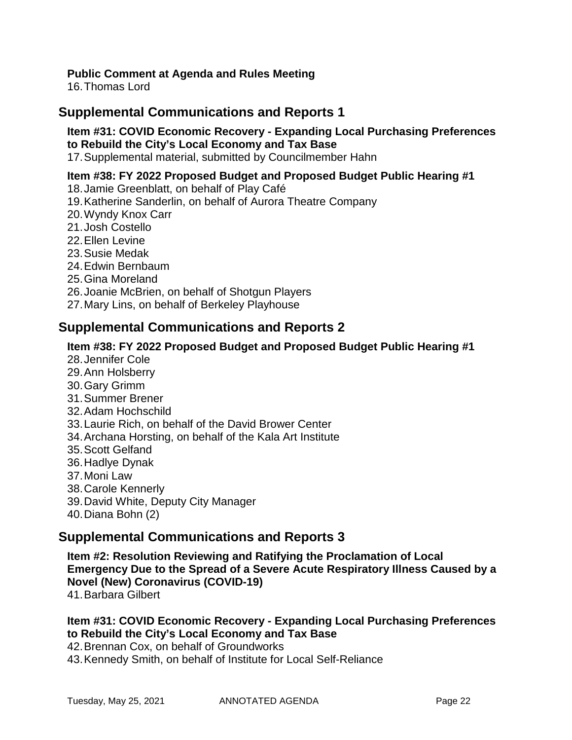**Public Comment at Agenda and Rules Meeting**

16. Thomas Lord

## Supplemental Communications and Reports 1

**Item #31: COVID Economic Recovery - Expanding Local Purchasing Preferences to Rebuild the City's Local Economy and Tax Base**

17. Supplemental material, submitted by Councilmember Hahn

**Item #38: FY 2022 Proposed Budget and Proposed Budget Public Hearing #1**

18. Jamie Greenblatt, on behalf of Play Café
19. Katherine Sanderlin, on behalf of Aurora Theatre Company
20. Wyndy Knox Carr
21. Josh Costello
22. Ellen Levine
23. Susie Medak
24. Edwin Bernbaum
25. Gina Moreland
26. Joanie McBrien, on behalf of Shotgun Players
27. Mary Lins, on behalf of Berkeley Playhouse

## Supplemental Communications and Reports 2

**Item #38: FY 2022 Proposed Budget and Proposed Budget Public Hearing #1**

28. Jennifer Cole
29. Ann Holsberry
30. Gary Grimm
31. Summer Brener
32. Adam Hochschild
33. Laurie Rich, on behalf of the David Brower Center
34. Archana Horsting, on behalf of the Kala Art Institute
35. Scott Gelfand
36. Hadlye Dynak
37. Moni Law
38. Carole Kennerly
39. David White, Deputy City Manager
40. Diana Bohn (2)

## Supplemental Communications and Reports 3

**Item #2: Resolution Reviewing and Ratifying the Proclamation of Local Emergency Due to the Spread of a Severe Acute Respiratory Illness Caused by a Novel (New) Coronavirus (COVID-19)**

41. Barbara Gilbert

**Item #31: COVID Economic Recovery - Expanding Local Purchasing Preferences to Rebuild the City's Local Economy and Tax Base**

42. Brennan Cox, on behalf of Groundworks
43. Kennedy Smith, on behalf of Institute for Local Self-Reliance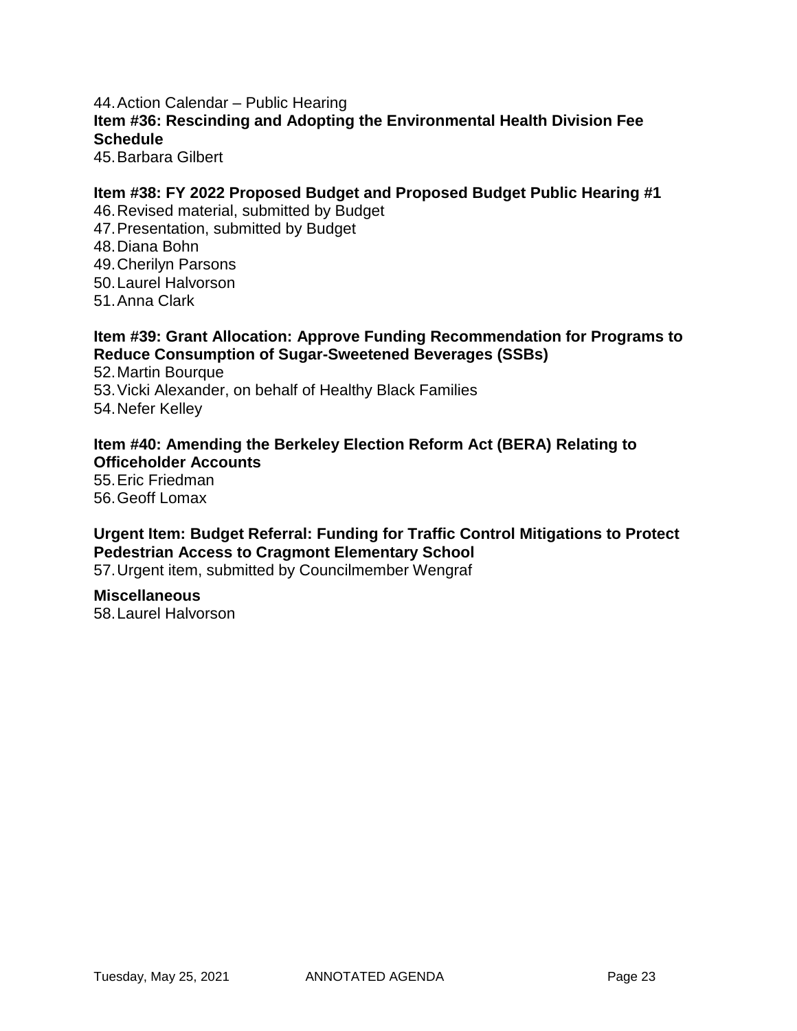44. Action Calendar – Public Hearing

**Item #36: Rescinding and Adopting the Environmental Health Division Fee Schedule**

45. Barbara Gilbert

**Item #38: FY 2022 Proposed Budget and Proposed Budget Public Hearing #1**

46. Revised material, submitted by Budget
47. Presentation, submitted by Budget
48. Diana Bohn
49. Cherilyn Parsons
50. Laurel Halvorson
51. Anna Clark

**Item #39: Grant Allocation: Approve Funding Recommendation for Programs to Reduce Consumption of Sugar-Sweetened Beverages (SSBs)**

52. Martin Bourque
53. Vicki Alexander, on behalf of Healthy Black Families
54. Nefer Kelley

**Item #40: Amending the Berkeley Election Reform Act (BERA) Relating to Officeholder Accounts**

55. Eric Friedman
56. Geoff Lomax

**Urgent Item: Budget Referral: Funding for Traffic Control Mitigations to Protect Pedestrian Access to Cragmont Elementary School**

57. Urgent item, submitted by Councilmember Wengraf

**Miscellaneous**

58. Laurel Halvorson